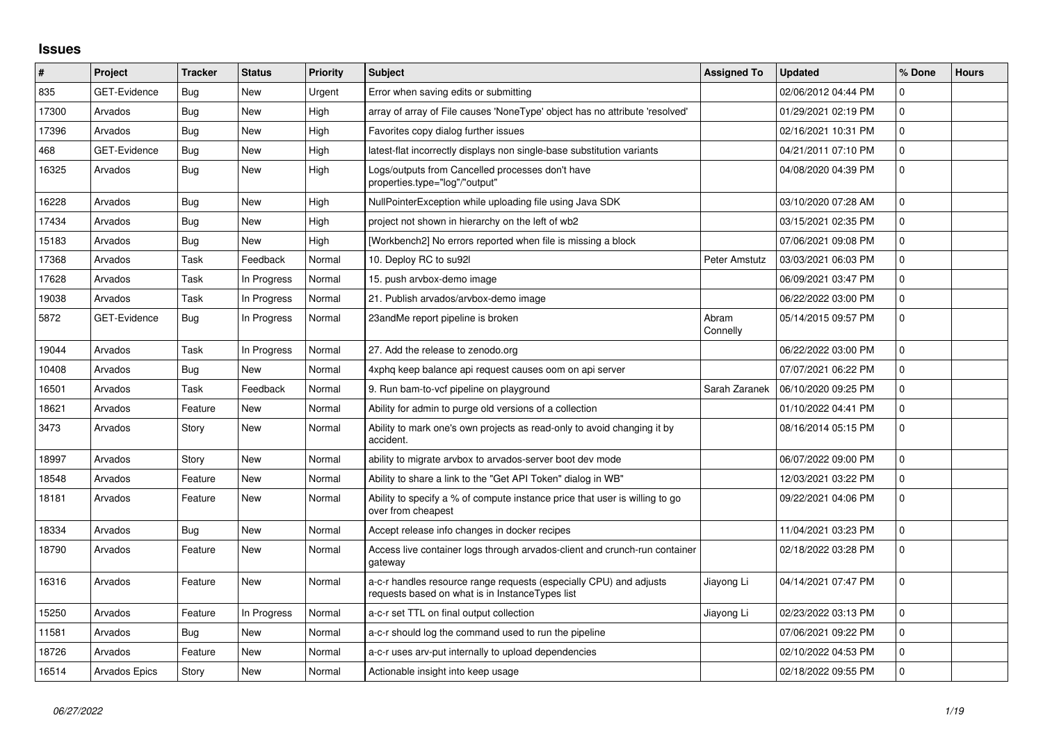# Issues

| # | Project | Tracker | Status | Priority | Subject | Assigned To | Updated | % Done | Hours |
|---|---|---|---|---|---|---|---|---|---|
| 835 | GET-Evidence | Bug | New | Urgent | Error when saving edits or submitting | | 02/06/2012 04:44 PM | 0 | |
| 17300 | Arvados | Bug | New | High | array of array of File causes 'NoneType' object has no attribute 'resolved' | | 01/29/2021 02:19 PM | 0 | |
| 17396 | Arvados | Bug | New | High | Favorites copy dialog further issues | | 02/16/2021 10:31 PM | 0 | |
| 468 | GET-Evidence | Bug | New | High | latest-flat incorrectly displays non single-base substitution variants | | 04/21/2011 07:10 PM | 0 | |
| 16325 | Arvados | Bug | New | High | Logs/outputs from Cancelled processes don't have properties.type="log"/"output" | | 04/08/2020 04:39 PM | 0 | |
| 16228 | Arvados | Bug | New | High | NullPointerException while uploading file using Java SDK | | 03/10/2020 07:28 AM | 0 | |
| 17434 | Arvados | Bug | New | High | project not shown in hierarchy on the left of wb2 | | 03/15/2021 02:35 PM | 0 | |
| 15183 | Arvados | Bug | New | High | [Workbench2] No errors reported when file is missing a block | | 07/06/2021 09:08 PM | 0 | |
| 17368 | Arvados | Task | Feedback | Normal | 10. Deploy RC to su92l | Peter Amstutz | 03/03/2021 06:03 PM | 0 | |
| 17628 | Arvados | Task | In Progress | Normal | 15. push arvbox-demo image | | 06/09/2021 03:47 PM | 0 | |
| 19038 | Arvados | Task | In Progress | Normal | 21. Publish arvados/arvbox-demo image | | 06/22/2022 03:00 PM | 0 | |
| 5872 | GET-Evidence | Bug | In Progress | Normal | 23andMe report pipeline is broken | Abram Connelly | 05/14/2015 09:57 PM | 0 | |
| 19044 | Arvados | Task | In Progress | Normal | 27. Add the release to zenodo.org | | 06/22/2022 03:00 PM | 0 | |
| 10408 | Arvados | Bug | New | Normal | 4xphq keep balance api request causes oom on api server | | 07/07/2021 06:22 PM | 0 | |
| 16501 | Arvados | Task | Feedback | Normal | 9. Run bam-to-vcf pipeline on playground | Sarah Zaranek | 06/10/2020 09:25 PM | 0 | |
| 18621 | Arvados | Feature | New | Normal | Ability for admin to purge old versions of a collection | | 01/10/2022 04:41 PM | 0 | |
| 3473 | Arvados | Story | New | Normal | Ability to mark one's own projects as read-only to avoid changing it by accident. | | 08/16/2014 05:15 PM | 0 | |
| 18997 | Arvados | Story | New | Normal | ability to migrate arvbox to arvados-server boot dev mode | | 06/07/2022 09:00 PM | 0 | |
| 18548 | Arvados | Feature | New | Normal | Ability to share a link to the "Get API Token" dialog in WB" | | 12/03/2021 03:22 PM | 0 | |
| 18181 | Arvados | Feature | New | Normal | Ability to specify a % of compute instance price that user is willing to go over from cheapest | | 09/22/2021 04:06 PM | 0 | |
| 18334 | Arvados | Bug | New | Normal | Accept release info changes in docker recipes | | 11/04/2021 03:23 PM | 0 | |
| 18790 | Arvados | Feature | New | Normal | Access live container logs through arvados-client and crunch-run container gateway | | 02/18/2022 03:28 PM | 0 | |
| 16316 | Arvados | Feature | New | Normal | a-c-r handles resource range requests (especially CPU) and adjusts requests based on what is in InstanceTypes list | Jiayong Li | 04/14/2021 07:47 PM | 0 | |
| 15250 | Arvados | Feature | In Progress | Normal | a-c-r set TTL on final output collection | Jiayong Li | 02/23/2022 03:13 PM | 0 | |
| 11581 | Arvados | Bug | New | Normal | a-c-r should log the command used to run the pipeline | | 07/06/2021 09:22 PM | 0 | |
| 18726 | Arvados | Feature | New | Normal | a-c-r uses arv-put internally to upload dependencies | | 02/10/2022 04:53 PM | 0 | |
| 16514 | Arvados Epics | Story | New | Normal | Actionable insight into keep usage | | 02/18/2022 09:55 PM | 0 | |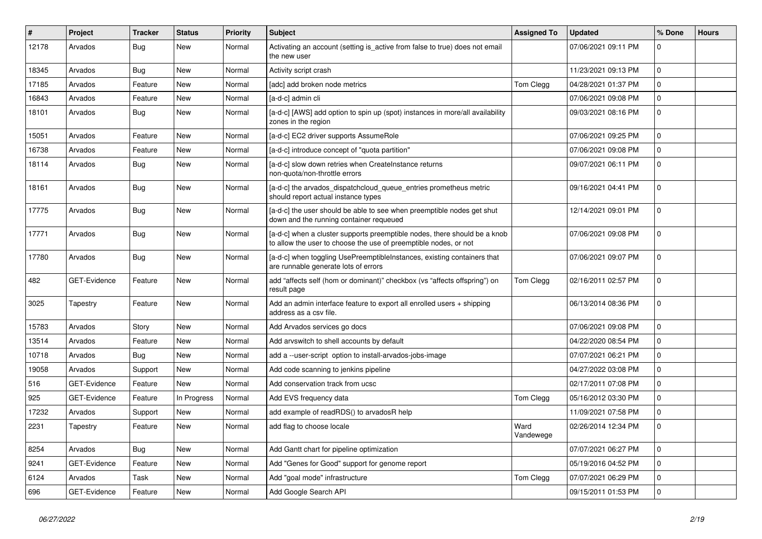| # | Project | Tracker | Status | Priority | Subject | Assigned To | Updated | % Done | Hours |
|---|---|---|---|---|---|---|---|---|---|
| 12178 | Arvados | Bug | New | Normal | Activating an account (setting is_active from false to true) does not email the new user | | 07/06/2021 09:11 PM | 0 | |
| 18345 | Arvados | Bug | New | Normal | Activity script crash | | 11/23/2021 09:13 PM | 0 | |
| 17185 | Arvados | Feature | New | Normal | [adc] add broken node metrics | Tom Clegg | 04/28/2021 01:37 PM | 0 | |
| 16843 | Arvados | Feature | New | Normal | [a-d-c] admin cli | | 07/06/2021 09:08 PM | 0 | |
| 18101 | Arvados | Bug | New | Normal | [a-d-c] [AWS] add option to spin up (spot) instances in more/all availability zones in the region | | 09/03/2021 08:16 PM | 0 | |
| 15051 | Arvados | Feature | New | Normal | [a-d-c] EC2 driver supports AssumeRole | | 07/06/2021 09:25 PM | 0 | |
| 16738 | Arvados | Feature | New | Normal | [a-d-c] introduce concept of "quota partition" | | 07/06/2021 09:08 PM | 0 | |
| 18114 | Arvados | Bug | New | Normal | [a-d-c] slow down retries when CreateInstance returns non-quota/non-throttle errors | | 09/07/2021 06:11 PM | 0 | |
| 18161 | Arvados | Bug | New | Normal | [a-d-c] the arvados_dispatchcloud_queue_entries prometheus metric should report actual instance types | | 09/16/2021 04:41 PM | 0 | |
| 17775 | Arvados | Bug | New | Normal | [a-d-c] the user should be able to see when preemptible nodes get shut down and the running container requeued | | 12/14/2021 09:01 PM | 0 | |
| 17771 | Arvados | Bug | New | Normal | [a-d-c] when a cluster supports preemptible nodes, there should be a knob to allow the user to choose the use of preemptible nodes, or not | | 07/06/2021 09:08 PM | 0 | |
| 17780 | Arvados | Bug | New | Normal | [a-d-c] when toggling UsePreemptibleInstances, existing containers that are runnable generate lots of errors | | 07/06/2021 09:07 PM | 0 | |
| 482 | GET-Evidence | Feature | New | Normal | add “affects self (hom or dominant)” checkbox (vs “affects offspring”) on result page | Tom Clegg | 02/16/2011 02:57 PM | 0 | |
| 3025 | Tapestry | Feature | New | Normal | Add an admin interface feature to export all enrolled users + shipping address as a csv file. | | 06/13/2014 08:36 PM | 0 | |
| 15783 | Arvados | Story | New | Normal | Add Arvados services go docs | | 07/06/2021 09:08 PM | 0 | |
| 13514 | Arvados | Feature | New | Normal | Add arvswitch to shell accounts by default | | 04/22/2020 08:54 PM | 0 | |
| 10718 | Arvados | Bug | New | Normal | add a --user-script option to install-arvados-jobs-image | | 07/07/2021 06:21 PM | 0 | |
| 19058 | Arvados | Support | New | Normal | Add code scanning to jenkins pipeline | | 04/27/2022 03:08 PM | 0 | |
| 516 | GET-Evidence | Feature | New | Normal | Add conservation track from ucsc | | 02/17/2011 07:08 PM | 0 | |
| 925 | GET-Evidence | Feature | In Progress | Normal | Add EVS frequency data | Tom Clegg | 05/16/2012 03:30 PM | 0 | |
| 17232 | Arvados | Support | New | Normal | add example of readRDS() to arvadosR help | | 11/09/2021 07:58 PM | 0 | |
| 2231 | Tapestry | Feature | New | Normal | add flag to choose locale | Ward Vandewege | 02/26/2014 12:34 PM | 0 | |
| 8254 | Arvados | Bug | New | Normal | Add Gantt chart for pipeline optimization | | 07/07/2021 06:27 PM | 0 | |
| 9241 | GET-Evidence | Feature | New | Normal | Add "Genes for Good" support for genome report | | 05/19/2016 04:52 PM | 0 | |
| 6124 | Arvados | Task | New | Normal | Add "goal mode" infrastructure | Tom Clegg | 07/07/2021 06:29 PM | 0 | |
| 696 | GET-Evidence | Feature | New | Normal | Add Google Search API | | 09/15/2011 01:53 PM | 0 | |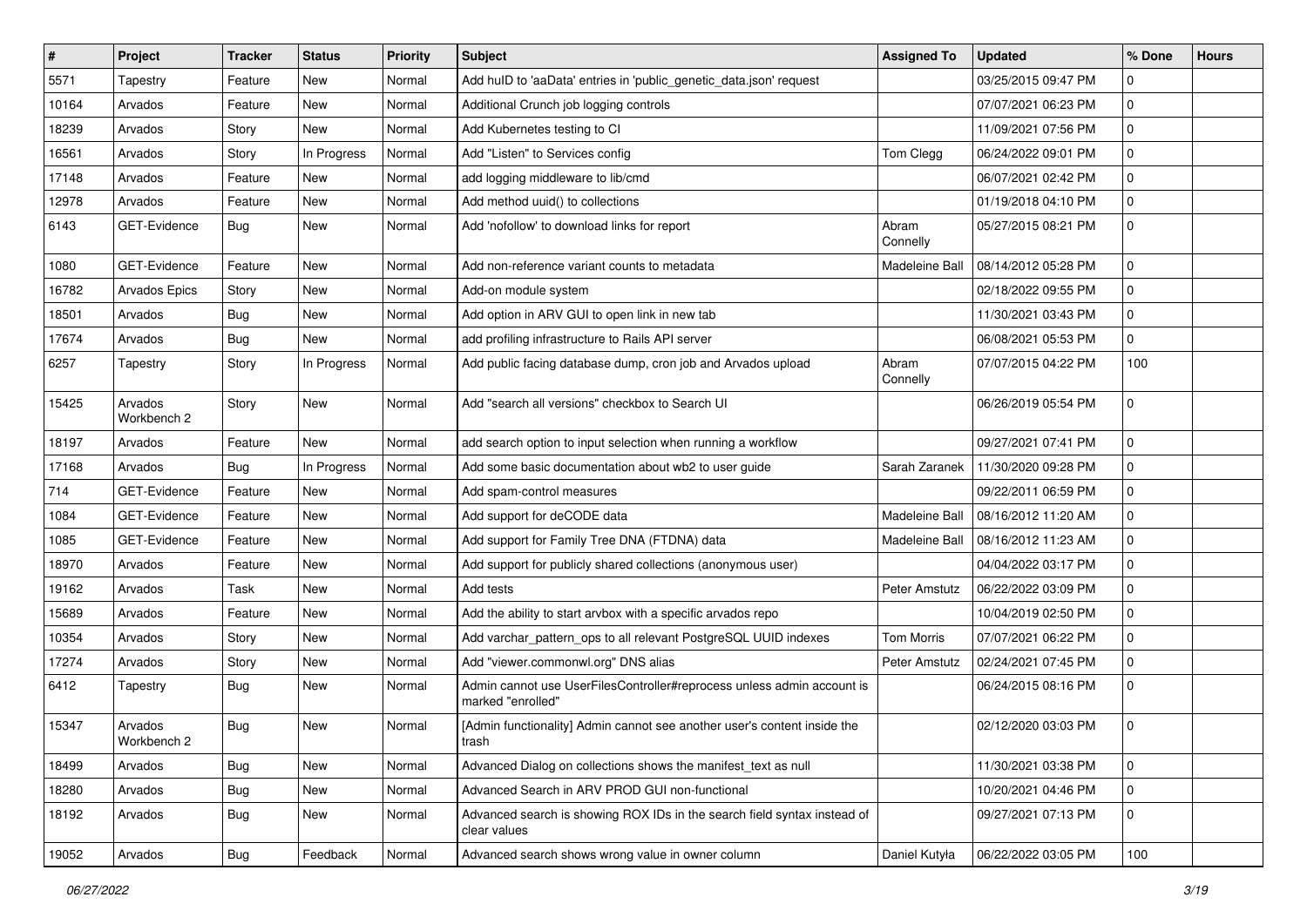| # | Project | Tracker | Status | Priority | Subject | Assigned To | Updated | % Done | Hours |
|---|---|---|---|---|---|---|---|---|---|
| 5571 | Tapestry | Feature | New | Normal | Add huID to 'aaData' entries in 'public_genetic_data.json' request | | 03/25/2015 09:47 PM | 0 | |
| 10164 | Arvados | Feature | New | Normal | Additional Crunch job logging controls | | 07/07/2021 06:23 PM | 0 | |
| 18239 | Arvados | Story | New | Normal | Add Kubernetes testing to CI | | 11/09/2021 07:56 PM | 0 | |
| 16561 | Arvados | Story | In Progress | Normal | Add "Listen" to Services config | Tom Clegg | 06/24/2022 09:01 PM | 0 | |
| 17148 | Arvados | Feature | New | Normal | add logging middleware to lib/cmd | | 06/07/2021 02:42 PM | 0 | |
| 12978 | Arvados | Feature | New | Normal | Add method uuid() to collections | | 01/19/2018 04:10 PM | 0 | |
| 6143 | GET-Evidence | Bug | New | Normal | Add 'nofollow' to download links for report | Abram Connelly | 05/27/2015 08:21 PM | 0 | |
| 1080 | GET-Evidence | Feature | New | Normal | Add non-reference variant counts to metadata | Madeleine Ball | 08/14/2012 05:28 PM | 0 | |
| 16782 | Arvados Epics | Story | New | Normal | Add-on module system | | 02/18/2022 09:55 PM | 0 | |
| 18501 | Arvados | Bug | New | Normal | Add option in ARV GUI to open link in new tab | | 11/30/2021 03:43 PM | 0 | |
| 17674 | Arvados | Bug | New | Normal | add profiling infrastructure to Rails API server | | 06/08/2021 05:53 PM | 0 | |
| 6257 | Tapestry | Story | In Progress | Normal | Add public facing database dump, cron job and Arvados upload | Abram Connelly | 07/07/2015 04:22 PM | 100 | |
| 15425 | Arvados Workbench 2 | Story | New | Normal | Add "search all versions" checkbox to Search UI | | 06/26/2019 05:54 PM | 0 | |
| 18197 | Arvados | Feature | New | Normal | add search option to input selection when running a workflow | | 09/27/2021 07:41 PM | 0 | |
| 17168 | Arvados | Bug | In Progress | Normal | Add some basic documentation about wb2 to user guide | Sarah Zaranek | 11/30/2020 09:28 PM | 0 | |
| 714 | GET-Evidence | Feature | New | Normal | Add spam-control measures | | 09/22/2011 06:59 PM | 0 | |
| 1084 | GET-Evidence | Feature | New | Normal | Add support for deCODE data | Madeleine Ball | 08/16/2012 11:20 AM | 0 | |
| 1085 | GET-Evidence | Feature | New | Normal | Add support for Family Tree DNA (FTDNA) data | Madeleine Ball | 08/16/2012 11:23 AM | 0 | |
| 18970 | Arvados | Feature | New | Normal | Add support for publicly shared collections (anonymous user) | | 04/04/2022 03:17 PM | 0 | |
| 19162 | Arvados | Task | New | Normal | Add tests | Peter Amstutz | 06/22/2022 03:09 PM | 0 | |
| 15689 | Arvados | Feature | New | Normal | Add the ability to start arvbox with a specific arvados repo | | 10/04/2019 02:50 PM | 0 | |
| 10354 | Arvados | Story | New | Normal | Add varchar_pattern_ops to all relevant PostgreSQL UUID indexes | Tom Morris | 07/07/2021 06:22 PM | 0 | |
| 17274 | Arvados | Story | New | Normal | Add "viewer.commonwl.org" DNS alias | Peter Amstutz | 02/24/2021 07:45 PM | 0 | |
| 6412 | Tapestry | Bug | New | Normal | Admin cannot use UserFilesController#reprocess unless admin account is marked "enrolled" | | 06/24/2015 08:16 PM | 0 | |
| 15347 | Arvados Workbench 2 | Bug | New | Normal | [Admin functionality] Admin cannot see another user's content inside the trash | | 02/12/2020 03:03 PM | 0 | |
| 18499 | Arvados | Bug | New | Normal | Advanced Dialog on collections shows the manifest_text as null | | 11/30/2021 03:38 PM | 0 | |
| 18280 | Arvados | Bug | New | Normal | Advanced Search in ARV PROD GUI non-functional | | 10/20/2021 04:46 PM | 0 | |
| 18192 | Arvados | Bug | New | Normal | Advanced search is showing ROX IDs in the search field syntax instead of clear values | | 09/27/2021 07:13 PM | 0 | |
| 19052 | Arvados | Bug | Feedback | Normal | Advanced search shows wrong value in owner column | Daniel Kutyła | 06/22/2022 03:05 PM | 100 | |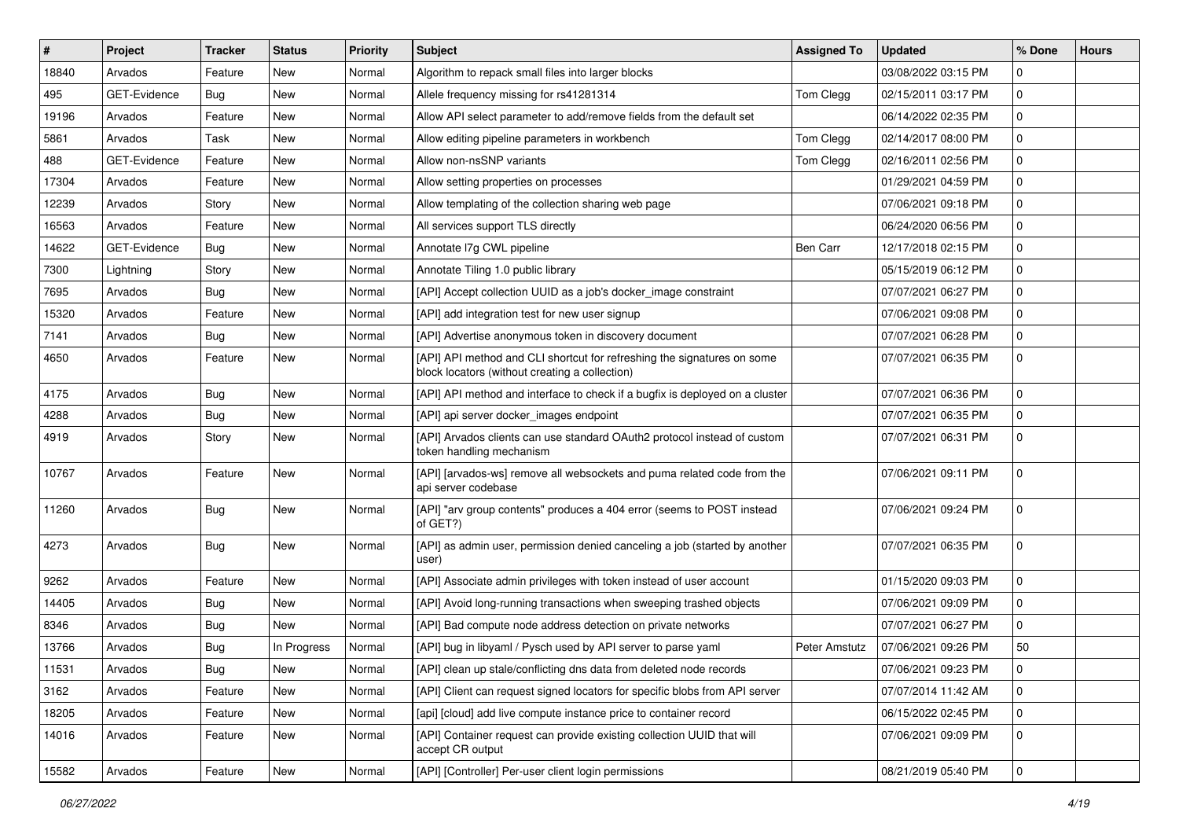| # | Project | Tracker | Status | Priority | Subject | Assigned To | Updated | % Done | Hours |
|---|---|---|---|---|---|---|---|---|---|
| 18840 | Arvados | Feature | New | Normal | Algorithm to repack small files into larger blocks | | 03/08/2022 03:15 PM | 0 | |
| 495 | GET-Evidence | Bug | New | Normal | Allele frequency missing for rs41281314 | Tom Clegg | 02/15/2011 03:17 PM | 0 | |
| 19196 | Arvados | Feature | New | Normal | Allow API select parameter to add/remove fields from the default set | | 06/14/2022 02:35 PM | 0 | |
| 5861 | Arvados | Task | New | Normal | Allow editing pipeline parameters in workbench | Tom Clegg | 02/14/2017 08:00 PM | 0 | |
| 488 | GET-Evidence | Feature | New | Normal | Allow non-nsSNP variants | Tom Clegg | 02/16/2011 02:56 PM | 0 | |
| 17304 | Arvados | Feature | New | Normal | Allow setting properties on processes | | 01/29/2021 04:59 PM | 0 | |
| 12239 | Arvados | Story | New | Normal | Allow templating of the collection sharing web page | | 07/06/2021 09:18 PM | 0 | |
| 16563 | Arvados | Feature | New | Normal | All services support TLS directly | | 06/24/2020 06:56 PM | 0 | |
| 14622 | GET-Evidence | Bug | New | Normal | Annotate l7g CWL pipeline | Ben Carr | 12/17/2018 02:15 PM | 0 | |
| 7300 | Lightning | Story | New | Normal | Annotate Tiling 1.0 public library | | 05/15/2019 06:12 PM | 0 | |
| 7695 | Arvados | Bug | New | Normal | [API] Accept collection UUID as a job's docker_image constraint | | 07/07/2021 06:27 PM | 0 | |
| 15320 | Arvados | Feature | New | Normal | [API] add integration test for new user signup | | 07/06/2021 09:08 PM | 0 | |
| 7141 | Arvados | Bug | New | Normal | [API] Advertise anonymous token in discovery document | | 07/07/2021 06:28 PM | 0 | |
| 4650 | Arvados | Feature | New | Normal | [API] API method and CLI shortcut for refreshing the signatures on some block locators (without creating a collection) | | 07/07/2021 06:35 PM | 0 | |
| 4175 | Arvados | Bug | New | Normal | [API] API method and interface to check if a bugfix is deployed on a cluster | | 07/07/2021 06:36 PM | 0 | |
| 4288 | Arvados | Bug | New | Normal | [API] api server docker_images endpoint | | 07/07/2021 06:35 PM | 0 | |
| 4919 | Arvados | Story | New | Normal | [API] Arvados clients can use standard OAuth2 protocol instead of custom token handling mechanism | | 07/07/2021 06:31 PM | 0 | |
| 10767 | Arvados | Feature | New | Normal | [API] [arvados-ws] remove all websockets and puma related code from the api server codebase | | 07/06/2021 09:11 PM | 0 | |
| 11260 | Arvados | Bug | New | Normal | [API] "arv group contents" produces a 404 error (seems to POST instead of GET?) | | 07/06/2021 09:24 PM | 0 | |
| 4273 | Arvados | Bug | New | Normal | [API] as admin user, permission denied canceling a job (started by another user) | | 07/07/2021 06:35 PM | 0 | |
| 9262 | Arvados | Feature | New | Normal | [API] Associate admin privileges with token instead of user account | | 01/15/2020 09:03 PM | 0 | |
| 14405 | Arvados | Bug | New | Normal | [API] Avoid long-running transactions when sweeping trashed objects | | 07/06/2021 09:09 PM | 0 | |
| 8346 | Arvados | Bug | New | Normal | [API] Bad compute node address detection on private networks | | 07/07/2021 06:27 PM | 0 | |
| 13766 | Arvados | Bug | In Progress | Normal | [API] bug in libyaml / Pysch used by API server to parse yaml | Peter Amstutz | 07/06/2021 09:26 PM | 50 | |
| 11531 | Arvados | Bug | New | Normal | [API] clean up stale/conflicting dns data from deleted node records | | 07/06/2021 09:23 PM | 0 | |
| 3162 | Arvados | Feature | New | Normal | [API] Client can request signed locators for specific blobs from API server | | 07/07/2014 11:42 AM | 0 | |
| 18205 | Arvados | Feature | New | Normal | [api] [cloud] add live compute instance price to container record | | 06/15/2022 02:45 PM | 0 | |
| 14016 | Arvados | Feature | New | Normal | [API] Container request can provide existing collection UUID that will accept CR output | | 07/06/2021 09:09 PM | 0 | |
| 15582 | Arvados | Feature | New | Normal | [API] [Controller] Per-user client login permissions | | 08/21/2019 05:40 PM | 0 | |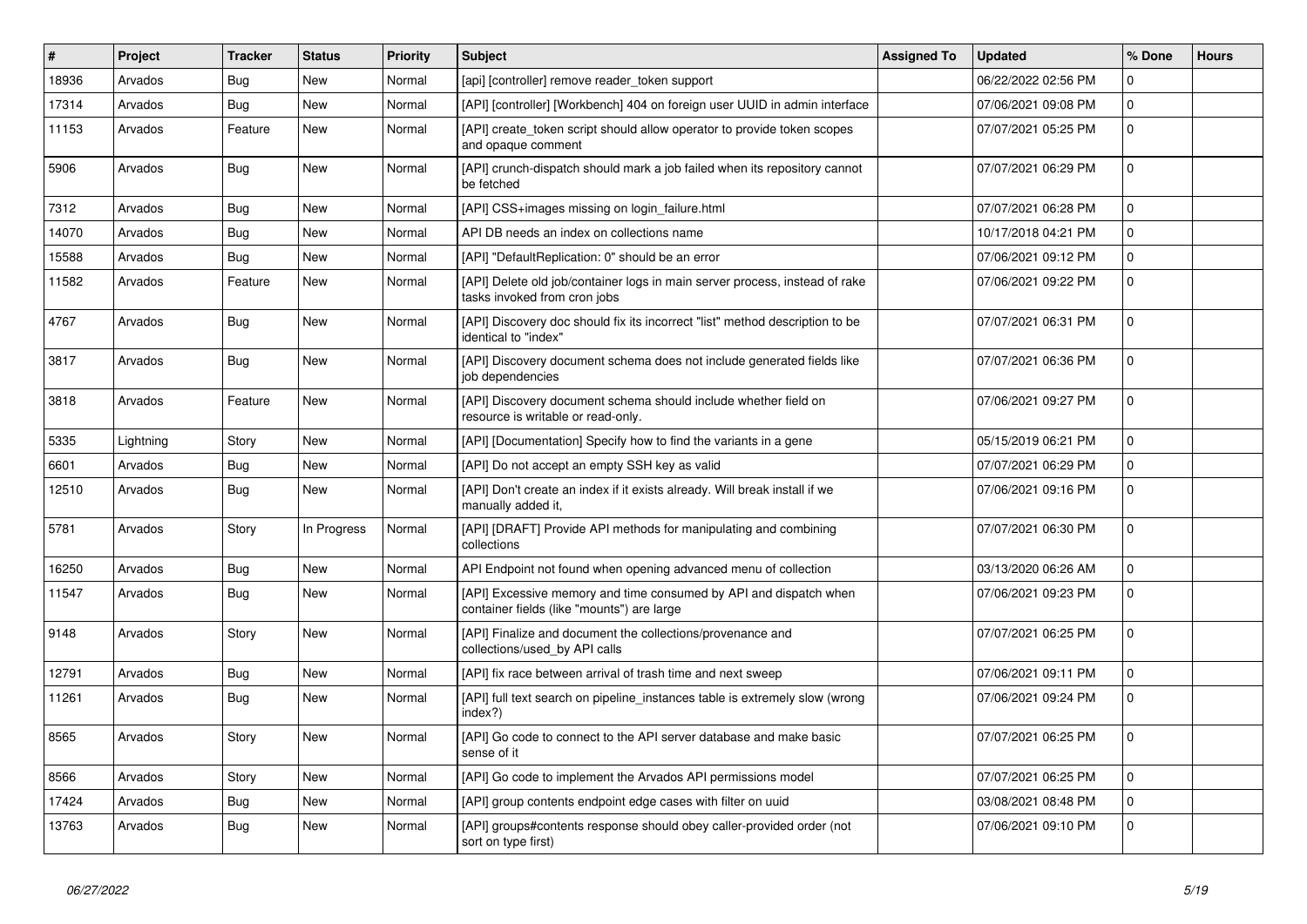| # | Project | Tracker | Status | Priority | Subject | Assigned To | Updated | % Done | Hours |
|---|---|---|---|---|---|---|---|---|---|
| 18936 | Arvados | Bug | New | Normal | [api] [controller] remove reader_token support | | 06/22/2022 02:56 PM | 0 | |
| 17314 | Arvados | Bug | New | Normal | [API] [controller] [Workbench] 404 on foreign user UUID in admin interface | | 07/06/2021 09:08 PM | 0 | |
| 11153 | Arvados | Feature | New | Normal | [API] create_token script should allow operator to provide token scopes and opaque comment | | 07/07/2021 05:25 PM | 0 | |
| 5906 | Arvados | Bug | New | Normal | [API] crunch-dispatch should mark a job failed when its repository cannot be fetched | | 07/07/2021 06:29 PM | 0 | |
| 7312 | Arvados | Bug | New | Normal | [API] CSS+images missing on login_failure.html | | 07/07/2021 06:28 PM | 0 | |
| 14070 | Arvados | Bug | New | Normal | API DB needs an index on collections name | | 10/17/2018 04:21 PM | 0 | |
| 15588 | Arvados | Bug | New | Normal | [API] "DefaultReplication: 0" should be an error | | 07/06/2021 09:12 PM | 0 | |
| 11582 | Arvados | Feature | New | Normal | [API] Delete old job/container logs in main server process, instead of rake tasks invoked from cron jobs | | 07/06/2021 09:22 PM | 0 | |
| 4767 | Arvados | Bug | New | Normal | [API] Discovery doc should fix its incorrect "list" method description to be identical to "index" | | 07/07/2021 06:31 PM | 0 | |
| 3817 | Arvados | Bug | New | Normal | [API] Discovery document schema does not include generated fields like job dependencies | | 07/07/2021 06:36 PM | 0 | |
| 3818 | Arvados | Feature | New | Normal | [API] Discovery document schema should include whether field on resource is writable or read-only. | | 07/06/2021 09:27 PM | 0 | |
| 5335 | Lightning | Story | New | Normal | [API] [Documentation] Specify how to find the variants in a gene | | 05/15/2019 06:21 PM | 0 | |
| 6601 | Arvados | Bug | New | Normal | [API] Do not accept an empty SSH key as valid | | 07/07/2021 06:29 PM | 0 | |
| 12510 | Arvados | Bug | New | Normal | [API] Don't create an index if it exists already. Will break install if we manually added it, | | 07/06/2021 09:16 PM | 0 | |
| 5781 | Arvados | Story | In Progress | Normal | [API] [DRAFT] Provide API methods for manipulating and combining collections | | 07/07/2021 06:30 PM | 0 | |
| 16250 | Arvados | Bug | New | Normal | API Endpoint not found when opening advanced menu of collection | | 03/13/2020 06:26 AM | 0 | |
| 11547 | Arvados | Bug | New | Normal | [API] Excessive memory and time consumed by API and dispatch when container fields (like "mounts") are large | | 07/06/2021 09:23 PM | 0 | |
| 9148 | Arvados | Story | New | Normal | [API] Finalize and document the collections/provenance and collections/used_by API calls | | 07/07/2021 06:25 PM | 0 | |
| 12791 | Arvados | Bug | New | Normal | [API] fix race between arrival of trash time and next sweep | | 07/06/2021 09:11 PM | 0 | |
| 11261 | Arvados | Bug | New | Normal | [API] full text search on pipeline_instances table is extremely slow (wrong index?) | | 07/06/2021 09:24 PM | 0 | |
| 8565 | Arvados | Story | New | Normal | [API] Go code to connect to the API server database and make basic sense of it | | 07/07/2021 06:25 PM | 0 | |
| 8566 | Arvados | Story | New | Normal | [API] Go code to implement the Arvados API permissions model | | 07/07/2021 06:25 PM | 0 | |
| 17424 | Arvados | Bug | New | Normal | [API] group contents endpoint edge cases with filter on uuid | | 03/08/2021 08:48 PM | 0 | |
| 13763 | Arvados | Bug | New | Normal | [API] groups#contents response should obey caller-provided order (not sort on type first) | | 07/06/2021 09:10 PM | 0 | |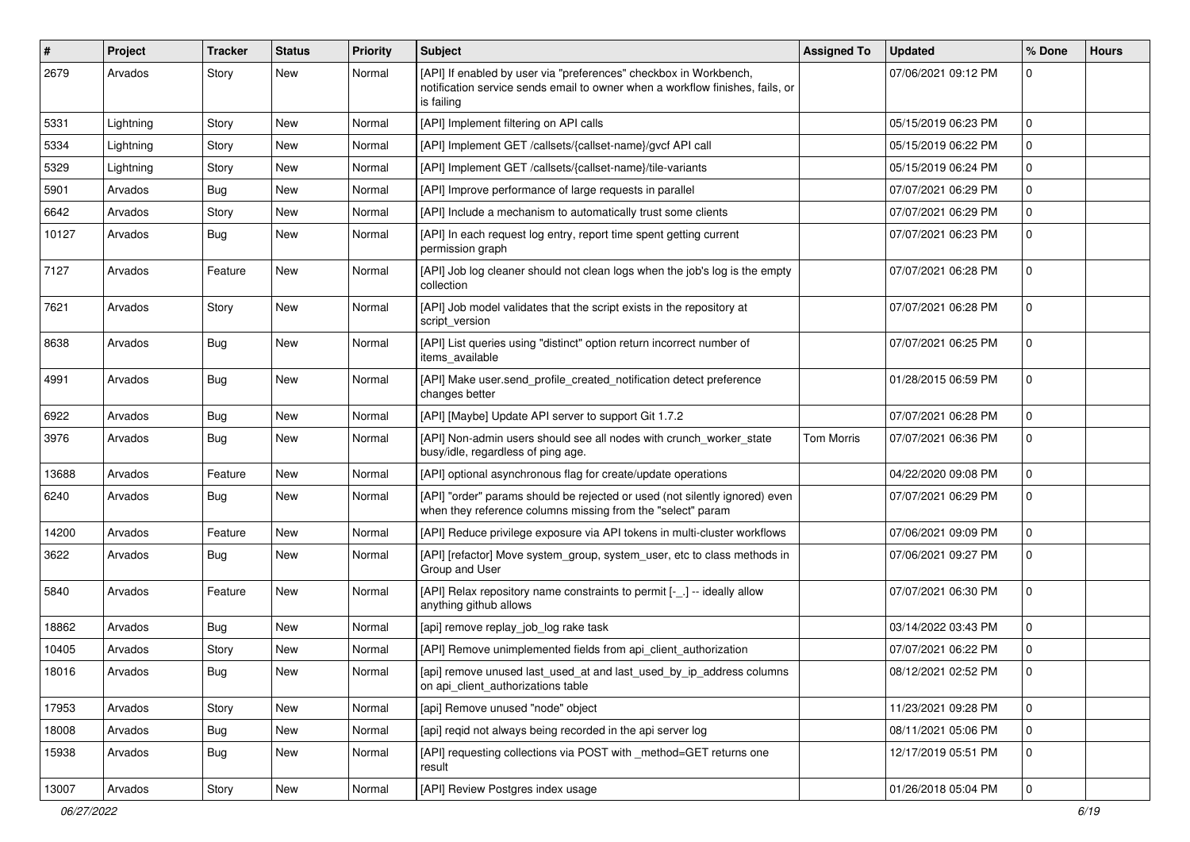| # | Project | Tracker | Status | Priority | Subject | Assigned To | Updated | % Done | Hours |
|---|---|---|---|---|---|---|---|---|---|
| 2679 | Arvados | Story | New | Normal | [API] If enabled by user via "preferences" checkbox in Workbench, notification service sends email to owner when a workflow finishes, fails, or is failing | | 07/06/2021 09:12 PM | 0 | |
| 5331 | Lightning | Story | New | Normal | [API] Implement filtering on API calls | | 05/15/2019 06:23 PM | 0 | |
| 5334 | Lightning | Story | New | Normal | [API] Implement GET /callsets/{callset-name}/gvcf API call | | 05/15/2019 06:22 PM | 0 | |
| 5329 | Lightning | Story | New | Normal | [API] Implement GET /callsets/{callset-name}/tile-variants | | 05/15/2019 06:24 PM | 0 | |
| 5901 | Arvados | Bug | New | Normal | [API] Improve performance of large requests in parallel | | 07/07/2021 06:29 PM | 0 | |
| 6642 | Arvados | Story | New | Normal | [API] Include a mechanism to automatically trust some clients | | 07/07/2021 06:29 PM | 0 | |
| 10127 | Arvados | Bug | New | Normal | [API] In each request log entry, report time spent getting current permission graph | | 07/07/2021 06:23 PM | 0 | |
| 7127 | Arvados | Feature | New | Normal | [API] Job log cleaner should not clean logs when the job's log is the empty collection | | 07/07/2021 06:28 PM | 0 | |
| 7621 | Arvados | Story | New | Normal | [API] Job model validates that the script exists in the repository at script_version | | 07/07/2021 06:28 PM | 0 | |
| 8638 | Arvados | Bug | New | Normal | [API] List queries using "distinct" option return incorrect number of items_available | | 07/07/2021 06:25 PM | 0 | |
| 4991 | Arvados | Bug | New | Normal | [API] Make user.send_profile_created_notification detect preference changes better | | 01/28/2015 06:59 PM | 0 | |
| 6922 | Arvados | Bug | New | Normal | [API] [Maybe] Update API server to support Git 1.7.2 | | 07/07/2021 06:28 PM | 0 | |
| 3976 | Arvados | Bug | New | Normal | [API] Non-admin users should see all nodes with crunch_worker_state busy/idle, regardless of ping age. | Tom Morris | 07/07/2021 06:36 PM | 0 | |
| 13688 | Arvados | Feature | New | Normal | [API] optional asynchronous flag for create/update operations | | 04/22/2020 09:08 PM | 0 | |
| 6240 | Arvados | Bug | New | Normal | [API] "order" params should be rejected or used (not silently ignored) even when they reference columns missing from the "select" param | | 07/07/2021 06:29 PM | 0 | |
| 14200 | Arvados | Feature | New | Normal | [API] Reduce privilege exposure via API tokens in multi-cluster workflows | | 07/06/2021 09:09 PM | 0 | |
| 3622 | Arvados | Bug | New | Normal | [API] [refactor] Move system_group, system_user, etc to class methods in Group and User | | 07/06/2021 09:27 PM | 0 | |
| 5840 | Arvados | Feature | New | Normal | [API] Relax repository name constraints to permit [-_.] -- ideally allow anything github allows | | 07/07/2021 06:30 PM | 0 | |
| 18862 | Arvados | Bug | New | Normal | [api] remove replay_job_log rake task | | 03/14/2022 03:43 PM | 0 | |
| 10405 | Arvados | Story | New | Normal | [API] Remove unimplemented fields from api_client_authorization | | 07/07/2021 06:22 PM | 0 | |
| 18016 | Arvados | Bug | New | Normal | [api] remove unused last_used_at and last_used_by_ip_address columns on api_client_authorizations table | | 08/12/2021 02:52 PM | 0 | |
| 17953 | Arvados | Story | New | Normal | [api] Remove unused "node" object | | 11/23/2021 09:28 PM | 0 | |
| 18008 | Arvados | Bug | New | Normal | [api] reqid not always being recorded in the api server log | | 08/11/2021 05:06 PM | 0 | |
| 15938 | Arvados | Bug | New | Normal | [API] requesting collections via POST with _method=GET returns one result | | 12/17/2019 05:51 PM | 0 | |
| 13007 | Arvados | Story | New | Normal | [API] Review Postgres index usage | | 01/26/2018 05:04 PM | 0 | |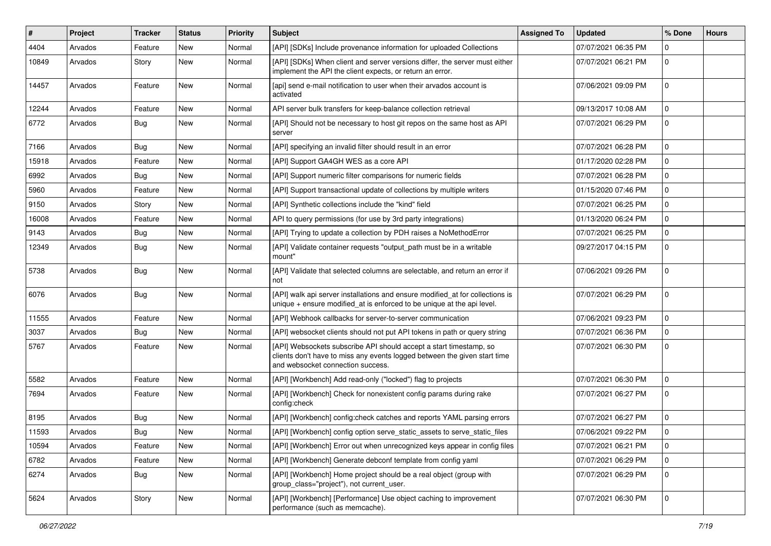| # | Project | Tracker | Status | Priority | Subject | Assigned To | Updated | % Done | Hours |
|---|---|---|---|---|---|---|---|---|---|
| 4404 | Arvados | Feature | New | Normal | [API] [SDKs] Include provenance information for uploaded Collections | | 07/07/2021 06:35 PM | 0 | |
| 10849 | Arvados | Story | New | Normal | [API] [SDKs] When client and server versions differ, the server must either implement the API the client expects, or return an error. | | 07/07/2021 06:21 PM | 0 | |
| 14457 | Arvados | Feature | New | Normal | [api] send e-mail notification to user when their arvados account is activated | | 07/06/2021 09:09 PM | 0 | |
| 12244 | Arvados | Feature | New | Normal | API server bulk transfers for keep-balance collection retrieval | | 09/13/2017 10:08 AM | 0 | |
| 6772 | Arvados | Bug | New | Normal | [API] Should not be necessary to host git repos on the same host as API server | | 07/07/2021 06:29 PM | 0 | |
| 7166 | Arvados | Bug | New | Normal | [API] specifying an invalid filter should result in an error | | 07/07/2021 06:28 PM | 0 | |
| 15918 | Arvados | Feature | New | Normal | [API] Support GA4GH WES as a core API | | 01/17/2020 02:28 PM | 0 | |
| 6992 | Arvados | Bug | New | Normal | [API] Support numeric filter comparisons for numeric fields | | 07/07/2021 06:28 PM | 0 | |
| 5960 | Arvados | Feature | New | Normal | [API] Support transactional update of collections by multiple writers | | 01/15/2020 07:46 PM | 0 | |
| 9150 | Arvados | Story | New | Normal | [API] Synthetic collections include the "kind" field | | 07/07/2021 06:25 PM | 0 | |
| 16008 | Arvados | Feature | New | Normal | API to query permissions (for use by 3rd party integrations) | | 01/13/2020 06:24 PM | 0 | |
| 9143 | Arvados | Bug | New | Normal | [API] Trying to update a collection by PDH raises a NoMethodError | | 07/07/2021 06:25 PM | 0 | |
| 12349 | Arvados | Bug | New | Normal | [API] Validate container requests "output_path must be in a writable mount" | | 09/27/2017 04:15 PM | 0 | |
| 5738 | Arvados | Bug | New | Normal | [API] Validate that selected columns are selectable, and return an error if not | | 07/06/2021 09:26 PM | 0 | |
| 6076 | Arvados | Bug | New | Normal | [API] walk api server installations and ensure modified_at for collections is unique + ensure modified_at is enforced to be unique at the api level. | | 07/07/2021 06:29 PM | 0 | |
| 11555 | Arvados | Feature | New | Normal | [API] Webhook callbacks for server-to-server communication | | 07/06/2021 09:23 PM | 0 | |
| 3037 | Arvados | Bug | New | Normal | [API] websocket clients should not put API tokens in path or query string | | 07/07/2021 06:36 PM | 0 | |
| 5767 | Arvados | Feature | New | Normal | [API] Websockets subscribe API should accept a start timestamp, so clients don't have to miss any events logged between the given start time and websocket connection success. | | 07/07/2021 06:30 PM | 0 | |
| 5582 | Arvados | Feature | New | Normal | [API] [Workbench] Add read-only ("locked") flag to projects | | 07/07/2021 06:30 PM | 0 | |
| 7694 | Arvados | Feature | New | Normal | [API] [Workbench] Check for nonexistent config params during rake config:check | | 07/07/2021 06:27 PM | 0 | |
| 8195 | Arvados | Bug | New | Normal | [API] [Workbench] config:check catches and reports YAML parsing errors | | 07/07/2021 06:27 PM | 0 | |
| 11593 | Arvados | Bug | New | Normal | [API] [Workbench] config option serve_static_assets to serve_static_files | | 07/06/2021 09:22 PM | 0 | |
| 10594 | Arvados | Feature | New | Normal | [API] [Workbench] Error out when unrecognized keys appear in config files | | 07/07/2021 06:21 PM | 0 | |
| 6782 | Arvados | Feature | New | Normal | [API] [Workbench] Generate debconf template from config yaml | | 07/07/2021 06:29 PM | 0 | |
| 6274 | Arvados | Bug | New | Normal | [API] [Workbench] Home project should be a real object (group with group_class="project"), not current_user. | | 07/07/2021 06:29 PM | 0 | |
| 5624 | Arvados | Story | New | Normal | [API] [Workbench] [Performance] Use object caching to improvement performance (such as memcache). | | 07/07/2021 06:30 PM | 0 | |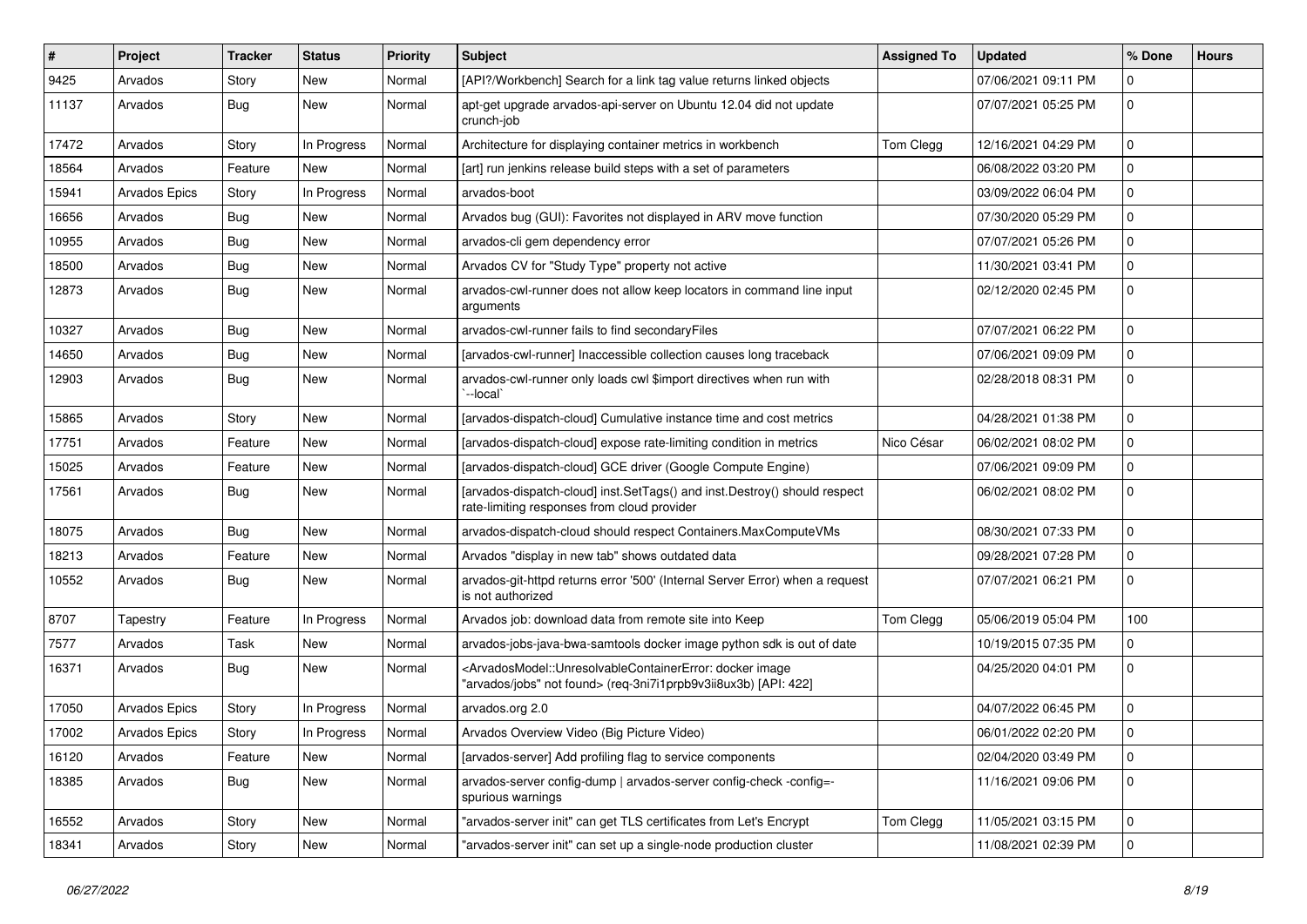| # | Project | Tracker | Status | Priority | Subject | Assigned To | Updated | % Done | Hours |
|---|---|---|---|---|---|---|---|---|---|
| 9425 | Arvados | Story | New | Normal | [API?/Workbench] Search for a link tag value returns linked objects | | 07/06/2021 09:11 PM | 0 | |
| 11137 | Arvados | Bug | New | Normal | apt-get upgrade arvados-api-server on Ubuntu 12.04 did not update crunch-job | | 07/07/2021 05:25 PM | 0 | |
| 17472 | Arvados | Story | In Progress | Normal | Architecture for displaying container metrics in workbench | Tom Clegg | 12/16/2021 04:29 PM | 0 | |
| 18564 | Arvados | Feature | New | Normal | [art] run jenkins release build steps with a set of parameters | | 06/08/2022 03:20 PM | 0 | |
| 15941 | Arvados Epics | Story | In Progress | Normal | arvados-boot | | 03/09/2022 06:04 PM | 0 | |
| 16656 | Arvados | Bug | New | Normal | Arvados bug (GUI): Favorites not displayed in ARV move function | | 07/30/2020 05:29 PM | 0 | |
| 10955 | Arvados | Bug | New | Normal | arvados-cli gem dependency error | | 07/07/2021 05:26 PM | 0 | |
| 18500 | Arvados | Bug | New | Normal | Arvados CV for "Study Type" property not active | | 11/30/2021 03:41 PM | 0 | |
| 12873 | Arvados | Bug | New | Normal | arvados-cwl-runner does not allow keep locators in command line input arguments | | 02/12/2020 02:45 PM | 0 | |
| 10327 | Arvados | Bug | New | Normal | arvados-cwl-runner fails to find secondaryFiles | | 07/07/2021 06:22 PM | 0 | |
| 14650 | Arvados | Bug | New | Normal | [arvados-cwl-runner] Inaccessible collection causes long traceback | | 07/06/2021 09:09 PM | 0 | |
| 12903 | Arvados | Bug | New | Normal | arvados-cwl-runner only loads cwl $import directives when run with `--local` | | 02/28/2018 08:31 PM | 0 | |
| 15865 | Arvados | Story | New | Normal | [arvados-dispatch-cloud] Cumulative instance time and cost metrics | | 04/28/2021 01:38 PM | 0 | |
| 17751 | Arvados | Feature | New | Normal | [arvados-dispatch-cloud] expose rate-limiting condition in metrics | Nico César | 06/02/2021 08:02 PM | 0 | |
| 15025 | Arvados | Feature | New | Normal | [arvados-dispatch-cloud] GCE driver (Google Compute Engine) | | 07/06/2021 09:09 PM | 0 | |
| 17561 | Arvados | Bug | New | Normal | [arvados-dispatch-cloud] inst.SetTags() and inst.Destroy() should respect rate-limiting responses from cloud provider | | 06/02/2021 08:02 PM | 0 | |
| 18075 | Arvados | Bug | New | Normal | arvados-dispatch-cloud should respect Containers.MaxComputeVMs | | 08/30/2021 07:33 PM | 0 | |
| 18213 | Arvados | Feature | New | Normal | Arvados "display in new tab" shows outdated data | | 09/28/2021 07:28 PM | 0 | |
| 10552 | Arvados | Bug | New | Normal | arvados-git-httpd returns error '500' (Internal Server Error) when a request is not authorized | | 07/07/2021 06:21 PM | 0 | |
| 8707 | Tapestry | Feature | In Progress | Normal | Arvados job: download data from remote site into Keep | Tom Clegg | 05/06/2019 05:04 PM | 100 | |
| 7577 | Arvados | Task | New | Normal | arvados-jobs-java-bwa-samtools docker image python sdk is out of date | | 10/19/2015 07:35 PM | 0 | |
| 16371 | Arvados | Bug | New | Normal | <ArvadosModel::UnresolvableContainerError: docker image "arvados/jobs" not found> (req-3ni7i1prpb9v3ii8ux3b) [API: 422] | | 04/25/2020 04:01 PM | 0 | |
| 17050 | Arvados Epics | Story | In Progress | Normal | arvados.org 2.0 | | 04/07/2022 06:45 PM | 0 | |
| 17002 | Arvados Epics | Story | In Progress | Normal | Arvados Overview Video (Big Picture Video) | | 06/01/2022 02:20 PM | 0 | |
| 16120 | Arvados | Feature | New | Normal | [arvados-server] Add profiling flag to service components | | 02/04/2020 03:49 PM | 0 | |
| 18385 | Arvados | Bug | New | Normal | arvados-server config-dump \| arvados-server config-check -config=- spurious warnings | | 11/16/2021 09:06 PM | 0 | |
| 16552 | Arvados | Story | New | Normal | "arvados-server init" can get TLS certificates from Let's Encrypt | Tom Clegg | 11/05/2021 03:15 PM | 0 | |
| 18341 | Arvados | Story | New | Normal | "arvados-server init" can set up a single-node production cluster | | 11/08/2021 02:39 PM | 0 | |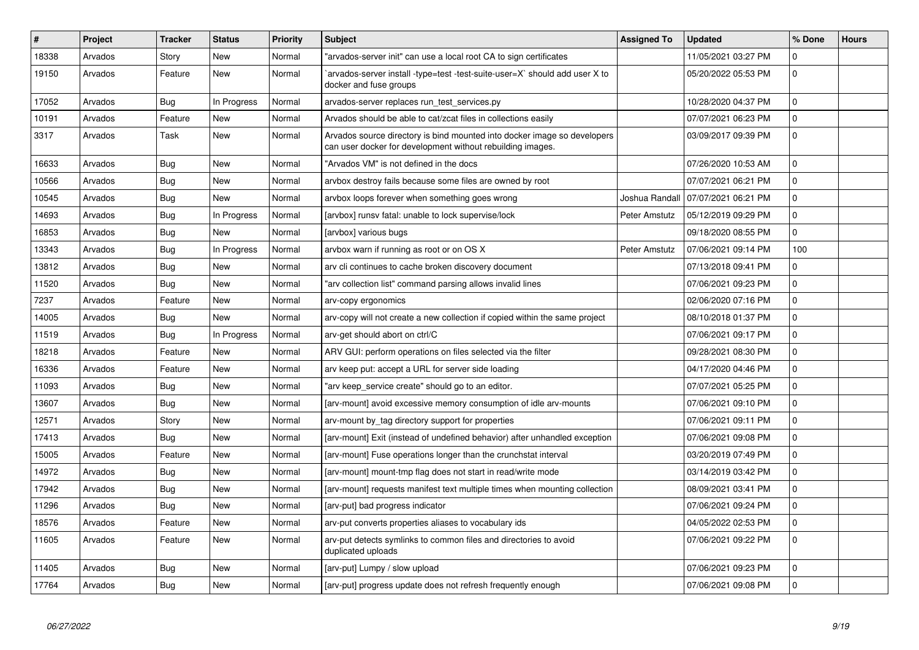| # | Project | Tracker | Status | Priority | Subject | Assigned To | Updated | % Done | Hours |
|---|---|---|---|---|---|---|---|---|---|
| 18338 | Arvados | Story | New | Normal | "arvados-server init" can use a local root CA to sign certificates | | 11/05/2021 03:27 PM | 0 | |
| 19150 | Arvados | Feature | New | Normal | `arvados-server install -type=test -test-suite-user=X` should add user X to docker and fuse groups | | 05/20/2022 05:53 PM | 0 | |
| 17052 | Arvados | Bug | In Progress | Normal | arvados-server replaces run_test_services.py | | 10/28/2020 04:37 PM | 0 | |
| 10191 | Arvados | Feature | New | Normal | Arvados should be able to cat/zcat files in collections easily | | 07/07/2021 06:23 PM | 0 | |
| 3317 | Arvados | Task | New | Normal | Arvados source directory is bind mounted into docker image so developers can user docker for development without rebuilding images. | | 03/09/2017 09:39 PM | 0 | |
| 16633 | Arvados | Bug | New | Normal | "Arvados VM" is not defined in the docs | | 07/26/2020 10:53 AM | 0 | |
| 10566 | Arvados | Bug | New | Normal | arvbox destroy fails because some files are owned by root | | 07/07/2021 06:21 PM | 0 | |
| 10545 | Arvados | Bug | New | Normal | arvbox loops forever when something goes wrong | Joshua Randall | 07/07/2021 06:21 PM | 0 | |
| 14693 | Arvados | Bug | In Progress | Normal | [arvbox] runsv fatal: unable to lock supervise/lock | Peter Amstutz | 05/12/2019 09:29 PM | 0 | |
| 16853 | Arvados | Bug | New | Normal | [arvbox] various bugs | | 09/18/2020 08:55 PM | 0 | |
| 13343 | Arvados | Bug | In Progress | Normal | arvbox warn if running as root or on OS X | Peter Amstutz | 07/06/2021 09:14 PM | 100 | |
| 13812 | Arvados | Bug | New | Normal | arv cli continues to cache broken discovery document | | 07/13/2018 09:41 PM | 0 | |
| 11520 | Arvados | Bug | New | Normal | "arv collection list" command parsing allows invalid lines | | 07/06/2021 09:23 PM | 0 | |
| 7237 | Arvados | Feature | New | Normal | arv-copy ergonomics | | 02/06/2020 07:16 PM | 0 | |
| 14005 | Arvados | Bug | New | Normal | arv-copy will not create a new collection if copied within the same project | | 08/10/2018 01:37 PM | 0 | |
| 11519 | Arvados | Bug | In Progress | Normal | arv-get should abort on ctrl/C | | 07/06/2021 09:17 PM | 0 | |
| 18218 | Arvados | Feature | New | Normal | ARV GUI: perform operations on files selected via the filter | | 09/28/2021 08:30 PM | 0 | |
| 16336 | Arvados | Feature | New | Normal | arv keep put: accept a URL for server side loading | | 04/17/2020 04:46 PM | 0 | |
| 11093 | Arvados | Bug | New | Normal | "arv keep_service create" should go to an editor. | | 07/07/2021 05:25 PM | 0 | |
| 13607 | Arvados | Bug | New | Normal | [arv-mount] avoid excessive memory consumption of idle arv-mounts | | 07/06/2021 09:10 PM | 0 | |
| 12571 | Arvados | Story | New | Normal | arv-mount by_tag directory support for properties | | 07/06/2021 09:11 PM | 0 | |
| 17413 | Arvados | Bug | New | Normal | [arv-mount] Exit (instead of undefined behavior) after unhandled exception | | 07/06/2021 09:08 PM | 0 | |
| 15005 | Arvados | Feature | New | Normal | [arv-mount] Fuse operations longer than the crunchstat interval | | 03/20/2019 07:49 PM | 0 | |
| 14972 | Arvados | Bug | New | Normal | [arv-mount] mount-tmp flag does not start in read/write mode | | 03/14/2019 03:42 PM | 0 | |
| 17942 | Arvados | Bug | New | Normal | [arv-mount] requests manifest text multiple times when mounting collection | | 08/09/2021 03:41 PM | 0 | |
| 11296 | Arvados | Bug | New | Normal | [arv-put] bad progress indicator | | 07/06/2021 09:24 PM | 0 | |
| 18576 | Arvados | Feature | New | Normal | arv-put converts properties aliases to vocabulary ids | | 04/05/2022 02:53 PM | 0 | |
| 11605 | Arvados | Feature | New | Normal | arv-put detects symlinks to common files and directories to avoid duplicated uploads | | 07/06/2021 09:22 PM | 0 | |
| 11405 | Arvados | Bug | New | Normal | [arv-put] Lumpy / slow upload | | 07/06/2021 09:23 PM | 0 | |
| 17764 | Arvados | Bug | New | Normal | [arv-put] progress update does not refresh frequently enough | | 07/06/2021 09:08 PM | 0 | |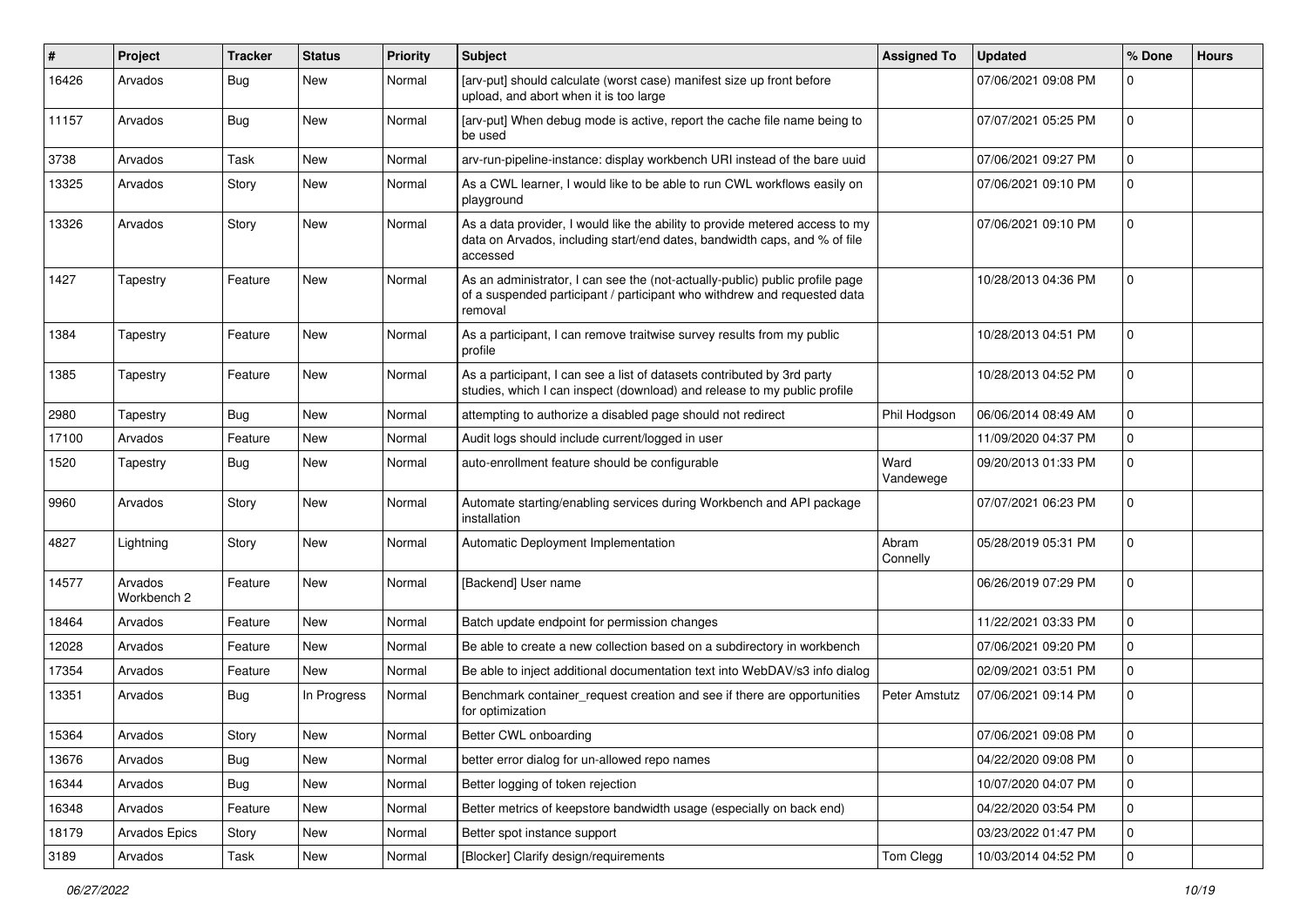| # | Project | Tracker | Status | Priority | Subject | Assigned To | Updated | % Done | Hours |
|---|---|---|---|---|---|---|---|---|---|
| 16426 | Arvados | Bug | New | Normal | [arv-put] should calculate (worst case) manifest size up front before upload, and abort when it is too large | | 07/06/2021 09:08 PM | 0 | |
| 11157 | Arvados | Bug | New | Normal | [arv-put] When debug mode is active, report the cache file name being to be used | | 07/07/2021 05:25 PM | 0 | |
| 3738 | Arvados | Task | New | Normal | arv-run-pipeline-instance: display workbench URI instead of the bare uuid | | 07/06/2021 09:27 PM | 0 | |
| 13325 | Arvados | Story | New | Normal | As a CWL learner, I would like to be able to run CWL workflows easily on playground | | 07/06/2021 09:10 PM | 0 | |
| 13326 | Arvados | Story | New | Normal | As a data provider, I would like the ability to provide metered access to my data on Arvados, including start/end dates, bandwidth caps, and % of file accessed | | 07/06/2021 09:10 PM | 0 | |
| 1427 | Tapestry | Feature | New | Normal | As an administrator, I can see the (not-actually-public) public profile page of a suspended participant / participant who withdrew and requested data removal | | 10/28/2013 04:36 PM | 0 | |
| 1384 | Tapestry | Feature | New | Normal | As a participant, I can remove traitwise survey results from my public profile | | 10/28/2013 04:51 PM | 0 | |
| 1385 | Tapestry | Feature | New | Normal | As a participant, I can see a list of datasets contributed by 3rd party studies, which I can inspect (download) and release to my public profile | | 10/28/2013 04:52 PM | 0 | |
| 2980 | Tapestry | Bug | New | Normal | attempting to authorize a disabled page should not redirect | Phil Hodgson | 06/06/2014 08:49 AM | 0 | |
| 17100 | Arvados | Feature | New | Normal | Audit logs should include current/logged in user | | 11/09/2020 04:37 PM | 0 | |
| 1520 | Tapestry | Bug | New | Normal | auto-enrollment feature should be configurable | Ward Vandewege | 09/20/2013 01:33 PM | 0 | |
| 9960 | Arvados | Story | New | Normal | Automate starting/enabling services during Workbench and API package installation | | 07/07/2021 06:23 PM | 0 | |
| 4827 | Lightning | Story | New | Normal | Automatic Deployment Implementation | Abram Connelly | 05/28/2019 05:31 PM | 0 | |
| 14577 | Arvados Workbench 2 | Feature | New | Normal | [Backend] User name | | 06/26/2019 07:29 PM | 0 | |
| 18464 | Arvados | Feature | New | Normal | Batch update endpoint for permission changes | | 11/22/2021 03:33 PM | 0 | |
| 12028 | Arvados | Feature | New | Normal | Be able to create a new collection based on a subdirectory in workbench | | 07/06/2021 09:20 PM | 0 | |
| 17354 | Arvados | Feature | New | Normal | Be able to inject additional documentation text into WebDAV/s3 info dialog | | 02/09/2021 03:51 PM | 0 | |
| 13351 | Arvados | Bug | In Progress | Normal | Benchmark container_request creation and see if there are opportunities for optimization | Peter Amstutz | 07/06/2021 09:14 PM | 0 | |
| 15364 | Arvados | Story | New | Normal | Better CWL onboarding | | 07/06/2021 09:08 PM | 0 | |
| 13676 | Arvados | Bug | New | Normal | better error dialog for un-allowed repo names | | 04/22/2020 09:08 PM | 0 | |
| 16344 | Arvados | Bug | New | Normal | Better logging of token rejection | | 10/07/2020 04:07 PM | 0 | |
| 16348 | Arvados | Feature | New | Normal | Better metrics of keepstore bandwidth usage (especially on back end) | | 04/22/2020 03:54 PM | 0 | |
| 18179 | Arvados Epics | Story | New | Normal | Better spot instance support | | 03/23/2022 01:47 PM | 0 | |
| 3189 | Arvados | Task | New | Normal | [Blocker] Clarify design/requirements | Tom Clegg | 10/03/2014 04:52 PM | 0 | |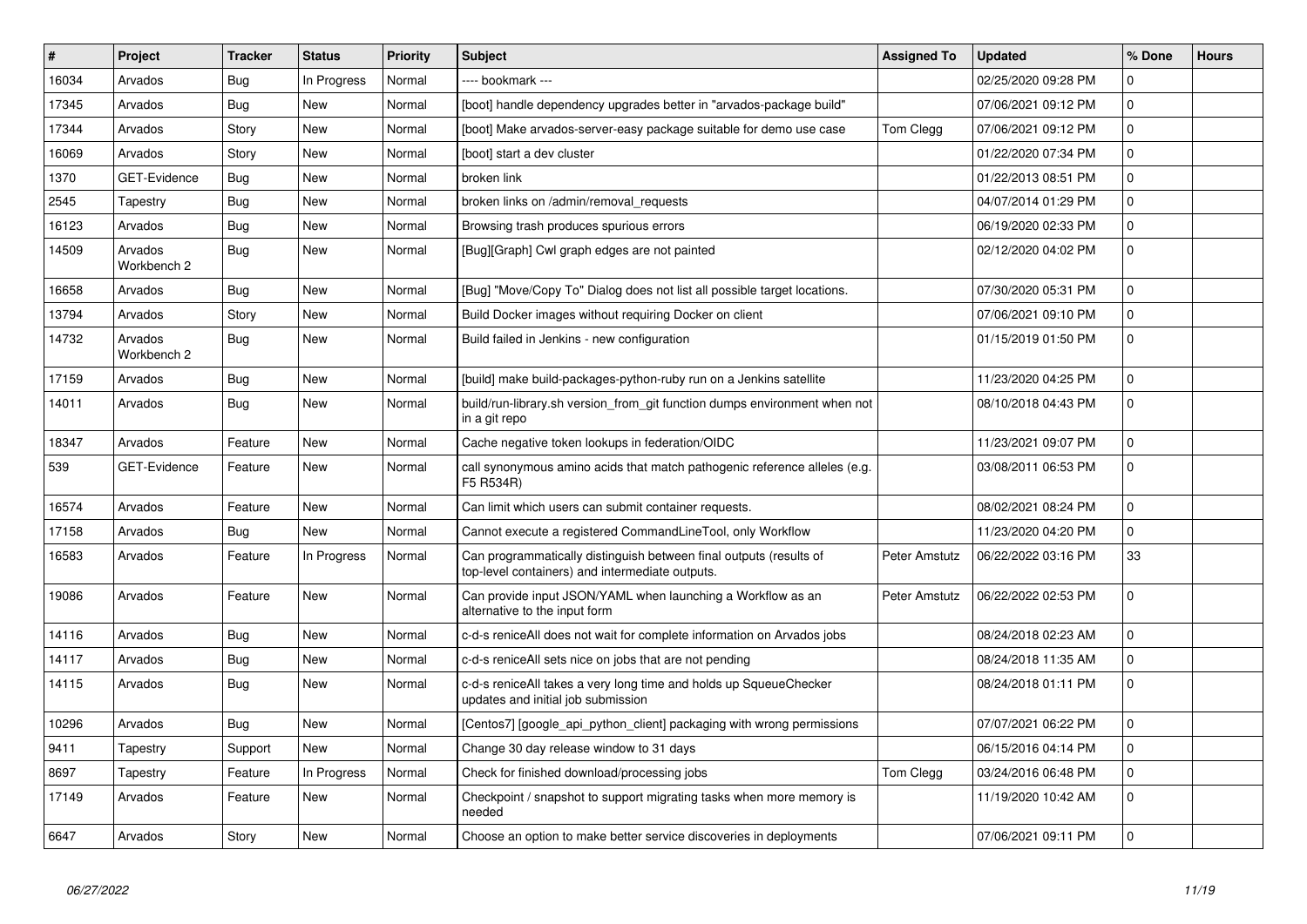| # | Project | Tracker | Status | Priority | Subject | Assigned To | Updated | % Done | Hours |
|---|---|---|---|---|---|---|---|---|---|
| 16034 | Arvados | Bug | In Progress | Normal | ---- bookmark --- | | 02/25/2020 09:28 PM | 0 | |
| 17345 | Arvados | Bug | New | Normal | [boot] handle dependency upgrades better in "arvados-package build" | | 07/06/2021 09:12 PM | 0 | |
| 17344 | Arvados | Story | New | Normal | [boot] Make arvados-server-easy package suitable for demo use case | Tom Clegg | 07/06/2021 09:12 PM | 0 | |
| 16069 | Arvados | Story | New | Normal | [boot] start a dev cluster | | 01/22/2020 07:34 PM | 0 | |
| 1370 | GET-Evidence | Bug | New | Normal | broken link | | 01/22/2013 08:51 PM | 0 | |
| 2545 | Tapestry | Bug | New | Normal | broken links on /admin/removal_requests | | 04/07/2014 01:29 PM | 0 | |
| 16123 | Arvados | Bug | New | Normal | Browsing trash produces spurious errors | | 06/19/2020 02:33 PM | 0 | |
| 14509 | Arvados Workbench 2 | Bug | New | Normal | [Bug][Graph] Cwl graph edges are not painted | | 02/12/2020 04:02 PM | 0 | |
| 16658 | Arvados | Bug | New | Normal | [Bug] "Move/Copy To" Dialog does not list all possible target locations. | | 07/30/2020 05:31 PM | 0 | |
| 13794 | Arvados | Story | New | Normal | Build Docker images without requiring Docker on client | | 07/06/2021 09:10 PM | 0 | |
| 14732 | Arvados Workbench 2 | Bug | New | Normal | Build failed in Jenkins - new configuration | | 01/15/2019 01:50 PM | 0 | |
| 17159 | Arvados | Bug | New | Normal | [build] make build-packages-python-ruby run on a Jenkins satellite | | 11/23/2020 04:25 PM | 0 | |
| 14011 | Arvados | Bug | New | Normal | build/run-library.sh version_from_git function dumps environment when not in a git repo | | 08/10/2018 04:43 PM | 0 | |
| 18347 | Arvados | Feature | New | Normal | Cache negative token lookups in federation/OIDC | | 11/23/2021 09:07 PM | 0 | |
| 539 | GET-Evidence | Feature | New | Normal | call synonymous amino acids that match pathogenic reference alleles (e.g. F5 R534R) | | 03/08/2011 06:53 PM | 0 | |
| 16574 | Arvados | Feature | New | Normal | Can limit which users can submit container requests. | | 08/02/2021 08:24 PM | 0 | |
| 17158 | Arvados | Bug | New | Normal | Cannot execute a registered CommandLineTool, only Workflow | | 11/23/2020 04:20 PM | 0 | |
| 16583 | Arvados | Feature | In Progress | Normal | Can programmatically distinguish between final outputs (results of top-level containers) and intermediate outputs. | Peter Amstutz | 06/22/2022 03:16 PM | 33 | |
| 19086 | Arvados | Feature | New | Normal | Can provide input JSON/YAML when launching a Workflow as an alternative to the input form | Peter Amstutz | 06/22/2022 02:53 PM | 0 | |
| 14116 | Arvados | Bug | New | Normal | c-d-s reniceAll does not wait for complete information on Arvados jobs | | 08/24/2018 02:23 AM | 0 | |
| 14117 | Arvados | Bug | New | Normal | c-d-s reniceAll sets nice on jobs that are not pending | | 08/24/2018 11:35 AM | 0 | |
| 14115 | Arvados | Bug | New | Normal | c-d-s reniceAll takes a very long time and holds up SqueueChecker updates and initial job submission | | 08/24/2018 01:11 PM | 0 | |
| 10296 | Arvados | Bug | New | Normal | [Centos7] [google_api_python_client] packaging with wrong permissions | | 07/07/2021 06:22 PM | 0 | |
| 9411 | Tapestry | Support | New | Normal | Change 30 day release window to 31 days | | 06/15/2016 04:14 PM | 0 | |
| 8697 | Tapestry | Feature | In Progress | Normal | Check for finished download/processing jobs | Tom Clegg | 03/24/2016 06:48 PM | 0 | |
| 17149 | Arvados | Feature | New | Normal | Checkpoint / snapshot to support migrating tasks when more memory is needed | | 11/19/2020 10:42 AM | 0 | |
| 6647 | Arvados | Story | New | Normal | Choose an option to make better service discoveries in deployments | | 07/06/2021 09:11 PM | 0 | |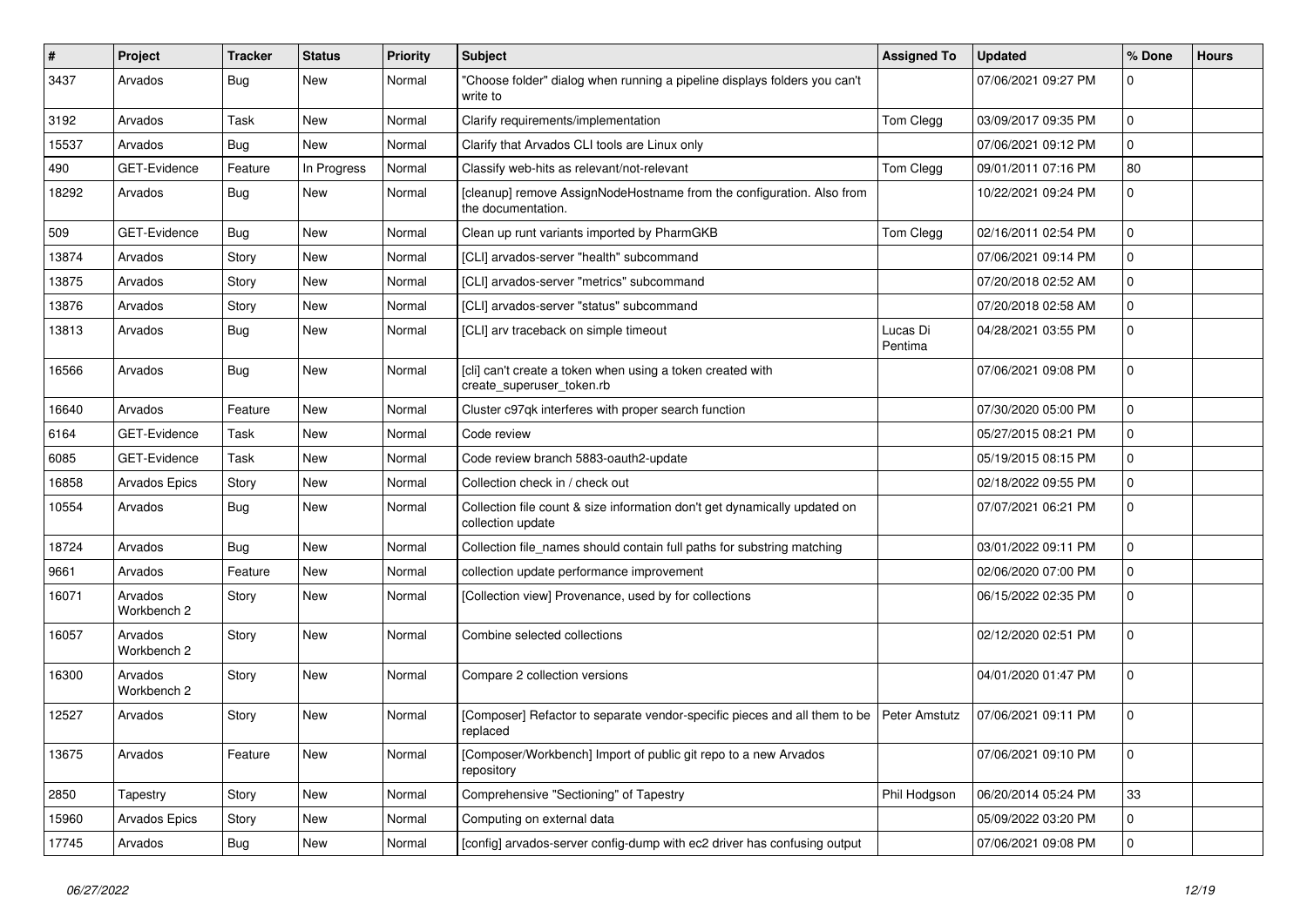| # | Project | Tracker | Status | Priority | Subject | Assigned To | Updated | % Done | Hours |
|---|---|---|---|---|---|---|---|---|---|
| 3437 | Arvados | Bug | New | Normal | "Choose folder" dialog when running a pipeline displays folders you can't write to | | 07/06/2021 09:27 PM | 0 | |
| 3192 | Arvados | Task | New | Normal | Clarify requirements/implementation | Tom Clegg | 03/09/2017 09:35 PM | 0 | |
| 15537 | Arvados | Bug | New | Normal | Clarify that Arvados CLI tools are Linux only | | 07/06/2021 09:12 PM | 0 | |
| 490 | GET-Evidence | Feature | In Progress | Normal | Classify web-hits as relevant/not-relevant | Tom Clegg | 09/01/2011 07:16 PM | 80 | |
| 18292 | Arvados | Bug | New | Normal | [cleanup] remove AssignNodeHostname from the configuration. Also from the documentation. | | 10/22/2021 09:24 PM | 0 | |
| 509 | GET-Evidence | Bug | New | Normal | Clean up runt variants imported by PharmGKB | Tom Clegg | 02/16/2011 02:54 PM | 0 | |
| 13874 | Arvados | Story | New | Normal | [CLI] arvados-server "health" subcommand | | 07/06/2021 09:14 PM | 0 | |
| 13875 | Arvados | Story | New | Normal | [CLI] arvados-server "metrics" subcommand | | 07/20/2018 02:52 AM | 0 | |
| 13876 | Arvados | Story | New | Normal | [CLI] arvados-server "status" subcommand | | 07/20/2018 02:58 AM | 0 | |
| 13813 | Arvados | Bug | New | Normal | [CLI] arv traceback on simple timeout | Lucas Di Pentima | 04/28/2021 03:55 PM | 0 | |
| 16566 | Arvados | Bug | New | Normal | [cli] can't create a token when using a token created with create_superuser_token.rb | | 07/06/2021 09:08 PM | 0 | |
| 16640 | Arvados | Feature | New | Normal | Cluster c97qk interferes with proper search function | | 07/30/2020 05:00 PM | 0 | |
| 6164 | GET-Evidence | Task | New | Normal | Code review | | 05/27/2015 08:21 PM | 0 | |
| 6085 | GET-Evidence | Task | New | Normal | Code review branch 5883-oauth2-update | | 05/19/2015 08:15 PM | 0 | |
| 16858 | Arvados Epics | Story | New | Normal | Collection check in / check out | | 02/18/2022 09:55 PM | 0 | |
| 10554 | Arvados | Bug | New | Normal | Collection file count & size information don't get dynamically updated on collection update | | 07/07/2021 06:21 PM | 0 | |
| 18724 | Arvados | Bug | New | Normal | Collection file_names should contain full paths for substring matching | | 03/01/2022 09:11 PM | 0 | |
| 9661 | Arvados | Feature | New | Normal | collection update performance improvement | | 02/06/2020 07:00 PM | 0 | |
| 16071 | Arvados Workbench 2 | Story | New | Normal | [Collection view] Provenance, used by for collections | | 06/15/2022 02:35 PM | 0 | |
| 16057 | Arvados Workbench 2 | Story | New | Normal | Combine selected collections | | 02/12/2020 02:51 PM | 0 | |
| 16300 | Arvados Workbench 2 | Story | New | Normal | Compare 2 collection versions | | 04/01/2020 01:47 PM | 0 | |
| 12527 | Arvados | Story | New | Normal | [Composer] Refactor to separate vendor-specific pieces and all them to be replaced | Peter Amstutz | 07/06/2021 09:11 PM | 0 | |
| 13675 | Arvados | Feature | New | Normal | [Composer/Workbench] Import of public git repo to a new Arvados repository | | 07/06/2021 09:10 PM | 0 | |
| 2850 | Tapestry | Story | New | Normal | Comprehensive "Sectioning" of Tapestry | Phil Hodgson | 06/20/2014 05:24 PM | 33 | |
| 15960 | Arvados Epics | Story | New | Normal | Computing on external data | | 05/09/2022 03:20 PM | 0 | |
| 17745 | Arvados | Bug | New | Normal | [config] arvados-server config-dump with ec2 driver has confusing output | | 07/06/2021 09:08 PM | 0 | |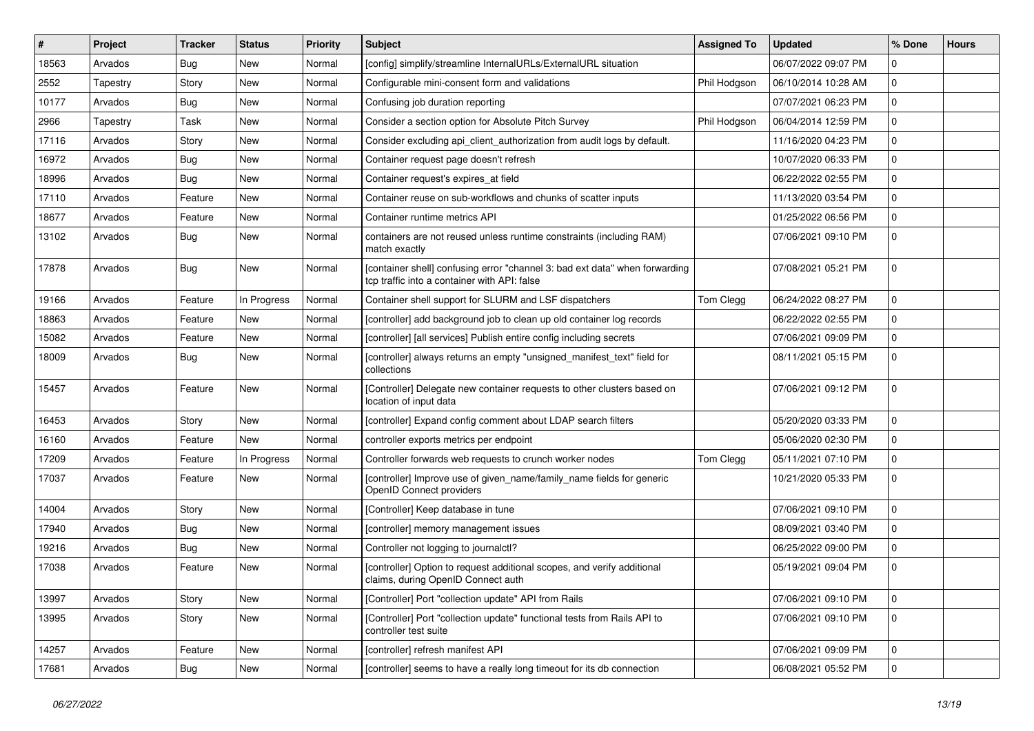| # | Project | Tracker | Status | Priority | Subject | Assigned To | Updated | % Done | Hours |
|---|---|---|---|---|---|---|---|---|---|
| 18563 | Arvados | Bug | New | Normal | [config] simplify/streamline InternalURLs/ExternalURL situation | | 06/07/2022 09:07 PM | 0 | |
| 2552 | Tapestry | Story | New | Normal | Configurable mini-consent form and validations | Phil Hodgson | 06/10/2014 10:28 AM | 0 | |
| 10177 | Arvados | Bug | New | Normal | Confusing job duration reporting | | 07/07/2021 06:23 PM | 0 | |
| 2966 | Tapestry | Task | New | Normal | Consider a section option for Absolute Pitch Survey | Phil Hodgson | 06/04/2014 12:59 PM | 0 | |
| 17116 | Arvados | Story | New | Normal | Consider excluding api_client_authorization from audit logs by default. | | 11/16/2020 04:23 PM | 0 | |
| 16972 | Arvados | Bug | New | Normal | Container request page doesn't refresh | | 10/07/2020 06:33 PM | 0 | |
| 18996 | Arvados | Bug | New | Normal | Container request's expires_at field | | 06/22/2022 02:55 PM | 0 | |
| 17110 | Arvados | Feature | New | Normal | Container reuse on sub-workflows and chunks of scatter inputs | | 11/13/2020 03:54 PM | 0 | |
| 18677 | Arvados | Feature | New | Normal | Container runtime metrics API | | 01/25/2022 06:56 PM | 0 | |
| 13102 | Arvados | Bug | New | Normal | containers are not reused unless runtime constraints (including RAM) match exactly | | 07/06/2021 09:10 PM | 0 | |
| 17878 | Arvados | Bug | New | Normal | [container shell] confusing error "channel 3: bad ext data" when forwarding tcp traffic into a container with API: false | | 07/08/2021 05:21 PM | 0 | |
| 19166 | Arvados | Feature | In Progress | Normal | Container shell support for SLURM and LSF dispatchers | Tom Clegg | 06/24/2022 08:27 PM | 0 | |
| 18863 | Arvados | Feature | New | Normal | [controller] add background job to clean up old container log records | | 06/22/2022 02:55 PM | 0 | |
| 15082 | Arvados | Feature | New | Normal | [controller] [all services] Publish entire config including secrets | | 07/06/2021 09:09 PM | 0 | |
| 18009 | Arvados | Bug | New | Normal | [controller] always returns an empty "unsigned_manifest_text" field for collections | | 08/11/2021 05:15 PM | 0 | |
| 15457 | Arvados | Feature | New | Normal | [Controller] Delegate new container requests to other clusters based on location of input data | | 07/06/2021 09:12 PM | 0 | |
| 16453 | Arvados | Story | New | Normal | [controller] Expand config comment about LDAP search filters | | 05/20/2020 03:33 PM | 0 | |
| 16160 | Arvados | Feature | New | Normal | controller exports metrics per endpoint | | 05/06/2020 02:30 PM | 0 | |
| 17209 | Arvados | Feature | In Progress | Normal | Controller forwards web requests to crunch worker nodes | Tom Clegg | 05/11/2021 07:10 PM | 0 | |
| 17037 | Arvados | Feature | New | Normal | [controller] Improve use of given_name/family_name fields for generic OpenID Connect providers | | 10/21/2020 05:33 PM | 0 | |
| 14004 | Arvados | Story | New | Normal | [Controller] Keep database in tune | | 07/06/2021 09:10 PM | 0 | |
| 17940 | Arvados | Bug | New | Normal | [controller] memory management issues | | 08/09/2021 03:40 PM | 0 | |
| 19216 | Arvados | Bug | New | Normal | Controller not logging to journalctl? | | 06/25/2022 09:00 PM | 0 | |
| 17038 | Arvados | Feature | New | Normal | [controller] Option to request additional scopes, and verify additional claims, during OpenID Connect auth | | 05/19/2021 09:04 PM | 0 | |
| 13997 | Arvados | Story | New | Normal | [Controller] Port "collection update" API from Rails | | 07/06/2021 09:10 PM | 0 | |
| 13995 | Arvados | Story | New | Normal | [Controller] Port "collection update" functional tests from Rails API to controller test suite | | 07/06/2021 09:10 PM | 0 | |
| 14257 | Arvados | Feature | New | Normal | [controller] refresh manifest API | | 07/06/2021 09:09 PM | 0 | |
| 17681 | Arvados | Bug | New | Normal | [controller] seems to have a really long timeout for its db connection | | 06/08/2021 05:52 PM | 0 | |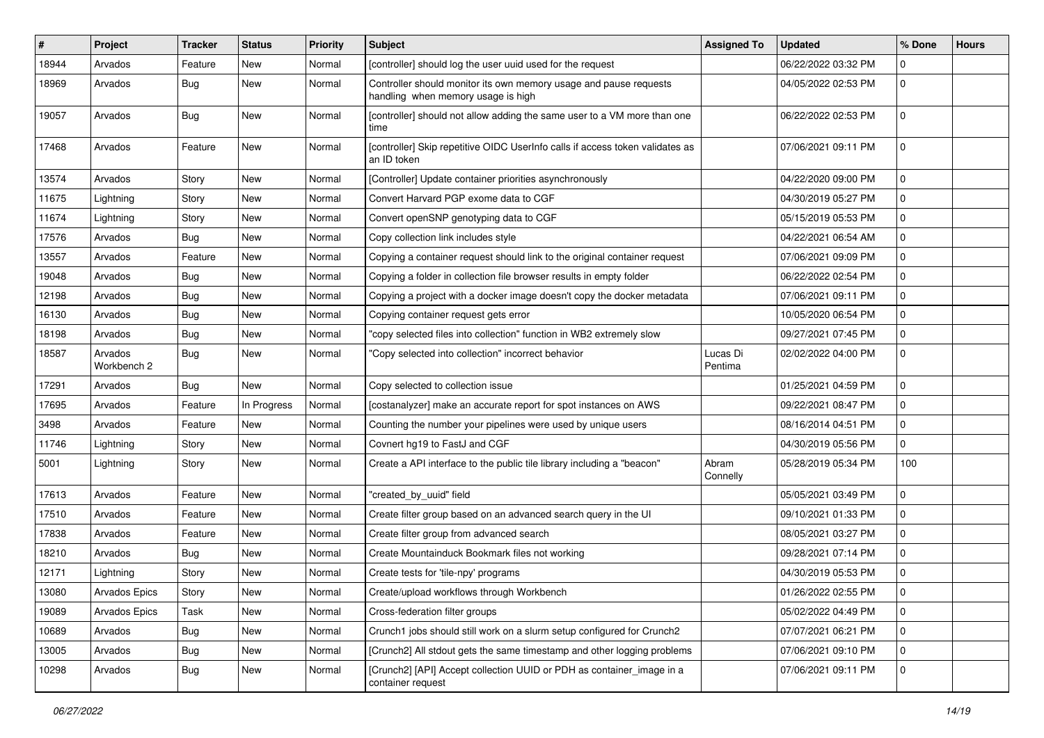| # | Project | Tracker | Status | Priority | Subject | Assigned To | Updated | % Done | Hours |
|---|---|---|---|---|---|---|---|---|---|
| 18944 | Arvados | Feature | New | Normal | [controller] should log the user uuid used for the request | | 06/22/2022 03:32 PM | 0 | |
| 18969 | Arvados | Bug | New | Normal | Controller should monitor its own memory usage and pause requests handling when memory usage is high | | 04/05/2022 02:53 PM | 0 | |
| 19057 | Arvados | Bug | New | Normal | [controller] should not allow adding the same user to a VM more than one time | | 06/22/2022 02:53 PM | 0 | |
| 17468 | Arvados | Feature | New | Normal | [controller] Skip repetitive OIDC UserInfo calls if access token validates as an ID token | | 07/06/2021 09:11 PM | 0 | |
| 13574 | Arvados | Story | New | Normal | [Controller] Update container priorities asynchronously | | 04/22/2020 09:00 PM | 0 | |
| 11675 | Lightning | Story | New | Normal | Convert Harvard PGP exome data to CGF | | 04/30/2019 05:27 PM | 0 | |
| 11674 | Lightning | Story | New | Normal | Convert openSNP genotyping data to CGF | | 05/15/2019 05:53 PM | 0 | |
| 17576 | Arvados | Bug | New | Normal | Copy collection link includes style | | 04/22/2021 06:54 AM | 0 | |
| 13557 | Arvados | Feature | New | Normal | Copying a container request should link to the original container request | | 07/06/2021 09:09 PM | 0 | |
| 19048 | Arvados | Bug | New | Normal | Copying a folder in collection file browser results in empty folder | | 06/22/2022 02:54 PM | 0 | |
| 12198 | Arvados | Bug | New | Normal | Copying a project with a docker image doesn't copy the docker metadata | | 07/06/2021 09:11 PM | 0 | |
| 16130 | Arvados | Bug | New | Normal | Copying container request gets error | | 10/05/2020 06:54 PM | 0 | |
| 18198 | Arvados | Bug | New | Normal | "copy selected files into collection" function in WB2 extremely slow | | 09/27/2021 07:45 PM | 0 | |
| 18587 | Arvados Workbench 2 | Bug | New | Normal | "Copy selected into collection" incorrect behavior | Lucas Di Pentima | 02/02/2022 04:00 PM | 0 | |
| 17291 | Arvados | Bug | New | Normal | Copy selected to collection issue | | 01/25/2021 04:59 PM | 0 | |
| 17695 | Arvados | Feature | In Progress | Normal | [costanalyzer] make an accurate report for spot instances on AWS | | 09/22/2021 08:47 PM | 0 | |
| 3498 | Arvados | Feature | New | Normal | Counting the number your pipelines were used by unique users | | 08/16/2014 04:51 PM | 0 | |
| 11746 | Lightning | Story | New | Normal | Covnert hg19 to FastJ and CGF | | 04/30/2019 05:56 PM | 0 | |
| 5001 | Lightning | Story | New | Normal | Create a API interface to the public tile library including a "beacon" | Abram Connelly | 05/28/2019 05:34 PM | 100 | |
| 17613 | Arvados | Feature | New | Normal | "created_by_uuid" field | | 05/05/2021 03:49 PM | 0 | |
| 17510 | Arvados | Feature | New | Normal | Create filter group based on an advanced search query in the UI | | 09/10/2021 01:33 PM | 0 | |
| 17838 | Arvados | Feature | New | Normal | Create filter group from advanced search | | 08/05/2021 03:27 PM | 0 | |
| 18210 | Arvados | Bug | New | Normal | Create Mountainduck Bookmark files not working | | 09/28/2021 07:14 PM | 0 | |
| 12171 | Lightning | Story | New | Normal | Create tests for 'tile-npy' programs | | 04/30/2019 05:53 PM | 0 | |
| 13080 | Arvados Epics | Story | New | Normal | Create/upload workflows through Workbench | | 01/26/2022 02:55 PM | 0 | |
| 19089 | Arvados Epics | Task | New | Normal | Cross-federation filter groups | | 05/02/2022 04:49 PM | 0 | |
| 10689 | Arvados | Bug | New | Normal | Crunch1 jobs should still work on a slurm setup configured for Crunch2 | | 07/07/2021 06:21 PM | 0 | |
| 13005 | Arvados | Bug | New | Normal | [Crunch2] All stdout gets the same timestamp and other logging problems | | 07/06/2021 09:10 PM | 0 | |
| 10298 | Arvados | Bug | New | Normal | [Crunch2] [API] Accept collection UUID or PDH as container_image in a container request | | 07/06/2021 09:11 PM | 0 | |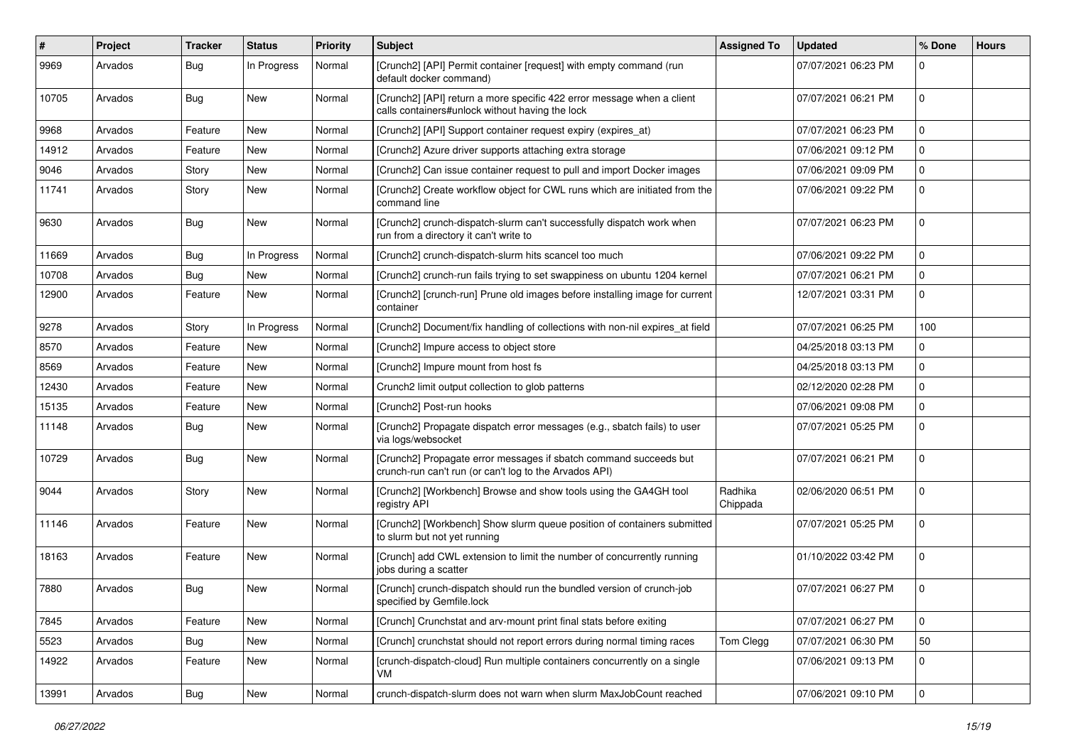| # | Project | Tracker | Status | Priority | Subject | Assigned To | Updated | % Done | Hours |
|---|---|---|---|---|---|---|---|---|---|
| 9969 | Arvados | Bug | In Progress | Normal | [Crunch2] [API] Permit container [request] with empty command (run default docker command) | | 07/07/2021 06:23 PM | 0 | |
| 10705 | Arvados | Bug | New | Normal | [Crunch2] [API] return a more specific 422 error message when a client calls containers#unlock without having the lock | | 07/07/2021 06:21 PM | 0 | |
| 9968 | Arvados | Feature | New | Normal | [Crunch2] [API] Support container request expiry (expires_at) | | 07/07/2021 06:23 PM | 0 | |
| 14912 | Arvados | Feature | New | Normal | [Crunch2] Azure driver supports attaching extra storage | | 07/06/2021 09:12 PM | 0 | |
| 9046 | Arvados | Story | New | Normal | [Crunch2] Can issue container request to pull and import Docker images | | 07/06/2021 09:09 PM | 0 | |
| 11741 | Arvados | Story | New | Normal | [Crunch2] Create workflow object for CWL runs which are initiated from the command line | | 07/06/2021 09:22 PM | 0 | |
| 9630 | Arvados | Bug | New | Normal | [Crunch2] crunch-dispatch-slurm can't successfully dispatch work when run from a directory it can't write to | | 07/07/2021 06:23 PM | 0 | |
| 11669 | Arvados | Bug | In Progress | Normal | [Crunch2] crunch-dispatch-slurm hits scancel too much | | 07/06/2021 09:22 PM | 0 | |
| 10708 | Arvados | Bug | New | Normal | [Crunch2] crunch-run fails trying to set swappiness on ubuntu 1204 kernel | | 07/07/2021 06:21 PM | 0 | |
| 12900 | Arvados | Feature | New | Normal | [Crunch2] [crunch-run] Prune old images before installing image for current container | | 12/07/2021 03:31 PM | 0 | |
| 9278 | Arvados | Story | In Progress | Normal | [Crunch2] Document/fix handling of collections with non-nil expires_at field | | 07/07/2021 06:25 PM | 100 | |
| 8570 | Arvados | Feature | New | Normal | [Crunch2] Impure access to object store | | 04/25/2018 03:13 PM | 0 | |
| 8569 | Arvados | Feature | New | Normal | [Crunch2] Impure mount from host fs | | 04/25/2018 03:13 PM | 0 | |
| 12430 | Arvados | Feature | New | Normal | Crunch2 limit output collection to glob patterns | | 02/12/2020 02:28 PM | 0 | |
| 15135 | Arvados | Feature | New | Normal | [Crunch2] Post-run hooks | | 07/06/2021 09:08 PM | 0 | |
| 11148 | Arvados | Bug | New | Normal | [Crunch2] Propagate dispatch error messages (e.g., sbatch fails) to user via logs/websocket | | 07/07/2021 05:25 PM | 0 | |
| 10729 | Arvados | Bug | New | Normal | [Crunch2] Propagate error messages if sbatch command succeeds but crunch-run can't run (or can't log to the Arvados API) | | 07/07/2021 06:21 PM | 0 | |
| 9044 | Arvados | Story | New | Normal | [Crunch2] [Workbench] Browse and show tools using the GA4GH tool registry API | Radhika Chippada | 02/06/2020 06:51 PM | 0 | |
| 11146 | Arvados | Feature | New | Normal | [Crunch2] [Workbench] Show slurm queue position of containers submitted to slurm but not yet running | | 07/07/2021 05:25 PM | 0 | |
| 18163 | Arvados | Feature | New | Normal | [Crunch] add CWL extension to limit the number of concurrently running jobs during a scatter | | 01/10/2022 03:42 PM | 0 | |
| 7880 | Arvados | Bug | New | Normal | [Crunch] crunch-dispatch should run the bundled version of crunch-job specified by Gemfile.lock | | 07/07/2021 06:27 PM | 0 | |
| 7845 | Arvados | Feature | New | Normal | [Crunch] Crunchstat and arv-mount print final stats before exiting | | 07/07/2021 06:27 PM | 0 | |
| 5523 | Arvados | Bug | New | Normal | [Crunch] crunchstat should not report errors during normal timing races | Tom Clegg | 07/07/2021 06:30 PM | 50 | |
| 14922 | Arvados | Feature | New | Normal | [crunch-dispatch-cloud] Run multiple containers concurrently on a single VM | | 07/06/2021 09:13 PM | 0 | |
| 13991 | Arvados | Bug | New | Normal | crunch-dispatch-slurm does not warn when slurm MaxJobCount reached | | 07/06/2021 09:10 PM | 0 | |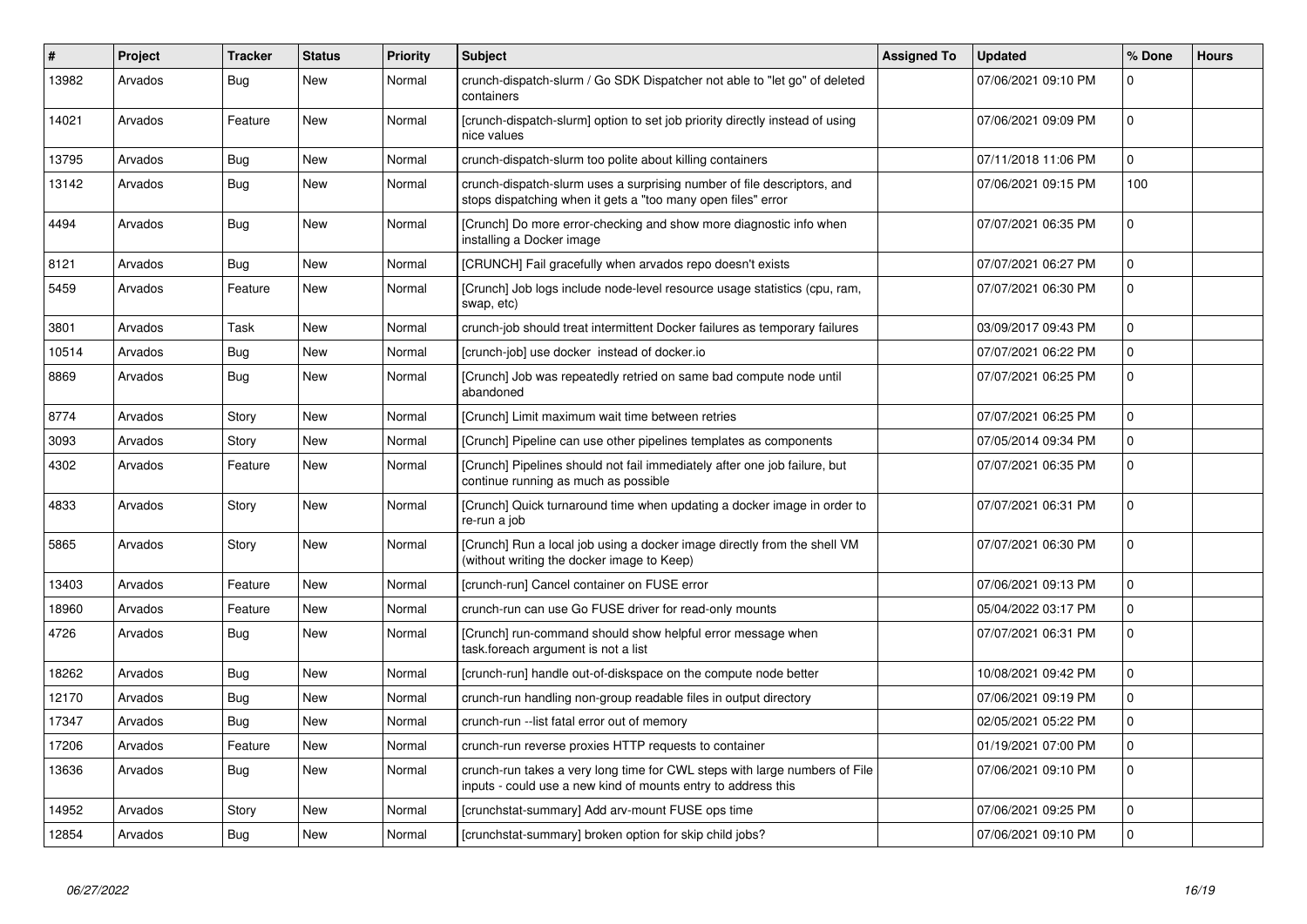| # | Project | Tracker | Status | Priority | Subject | Assigned To | Updated | % Done | Hours |
|---|---|---|---|---|---|---|---|---|---|
| 13982 | Arvados | Bug | New | Normal | crunch-dispatch-slurm / Go SDK Dispatcher not able to "let go" of deleted containers | | 07/06/2021 09:10 PM | 0 | |
| 14021 | Arvados | Feature | New | Normal | [crunch-dispatch-slurm] option to set job priority directly instead of using nice values | | 07/06/2021 09:09 PM | 0 | |
| 13795 | Arvados | Bug | New | Normal | crunch-dispatch-slurm too polite about killing containers | | 07/11/2018 11:06 PM | 0 | |
| 13142 | Arvados | Bug | New | Normal | crunch-dispatch-slurm uses a surprising number of file descriptors, and stops dispatching when it gets a "too many open files" error | | 07/06/2021 09:15 PM | 100 | |
| 4494 | Arvados | Bug | New | Normal | [Crunch] Do more error-checking and show more diagnostic info when installing a Docker image | | 07/07/2021 06:35 PM | 0 | |
| 8121 | Arvados | Bug | New | Normal | [CRUNCH] Fail gracefully when arvados repo doesn't exists | | 07/07/2021 06:27 PM | 0 | |
| 5459 | Arvados | Feature | New | Normal | [Crunch] Job logs include node-level resource usage statistics (cpu, ram, swap, etc) | | 07/07/2021 06:30 PM | 0 | |
| 3801 | Arvados | Task | New | Normal | crunch-job should treat intermittent Docker failures as temporary failures | | 03/09/2017 09:43 PM | 0 | |
| 10514 | Arvados | Bug | New | Normal | [crunch-job] use docker instead of docker.io | | 07/07/2021 06:22 PM | 0 | |
| 8869 | Arvados | Bug | New | Normal | [Crunch] Job was repeatedly retried on same bad compute node until abandoned | | 07/07/2021 06:25 PM | 0 | |
| 8774 | Arvados | Story | New | Normal | [Crunch] Limit maximum wait time between retries | | 07/07/2021 06:25 PM | 0 | |
| 3093 | Arvados | Story | New | Normal | [Crunch] Pipeline can use other pipelines templates as components | | 07/05/2014 09:34 PM | 0 | |
| 4302 | Arvados | Feature | New | Normal | [Crunch] Pipelines should not fail immediately after one job failure, but continue running as much as possible | | 07/07/2021 06:35 PM | 0 | |
| 4833 | Arvados | Story | New | Normal | [Crunch] Quick turnaround time when updating a docker image in order to re-run a job | | 07/07/2021 06:31 PM | 0 | |
| 5865 | Arvados | Story | New | Normal | [Crunch] Run a local job using a docker image directly from the shell VM (without writing the docker image to Keep) | | 07/07/2021 06:30 PM | 0 | |
| 13403 | Arvados | Feature | New | Normal | [crunch-run] Cancel container on FUSE error | | 07/06/2021 09:13 PM | 0 | |
| 18960 | Arvados | Feature | New | Normal | crunch-run can use Go FUSE driver for read-only mounts | | 05/04/2022 03:17 PM | 0 | |
| 4726 | Arvados | Bug | New | Normal | [Crunch] run-command should show helpful error message when task.foreach argument is not a list | | 07/07/2021 06:31 PM | 0 | |
| 18262 | Arvados | Bug | New | Normal | [crunch-run] handle out-of-diskspace on the compute node better | | 10/08/2021 09:42 PM | 0 | |
| 12170 | Arvados | Bug | New | Normal | crunch-run handling non-group readable files in output directory | | 07/06/2021 09:19 PM | 0 | |
| 17347 | Arvados | Bug | New | Normal | crunch-run --list fatal error out of memory | | 02/05/2021 05:22 PM | 0 | |
| 17206 | Arvados | Feature | New | Normal | crunch-run reverse proxies HTTP requests to container | | 01/19/2021 07:00 PM | 0 | |
| 13636 | Arvados | Bug | New | Normal | crunch-run takes a very long time for CWL steps with large numbers of File inputs - could use a new kind of mounts entry to address this | | 07/06/2021 09:10 PM | 0 | |
| 14952 | Arvados | Story | New | Normal | [crunchstat-summary] Add arv-mount FUSE ops time | | 07/06/2021 09:25 PM | 0 | |
| 12854 | Arvados | Bug | New | Normal | [crunchstat-summary] broken option for skip child jobs? | | 07/06/2021 09:10 PM | 0 | |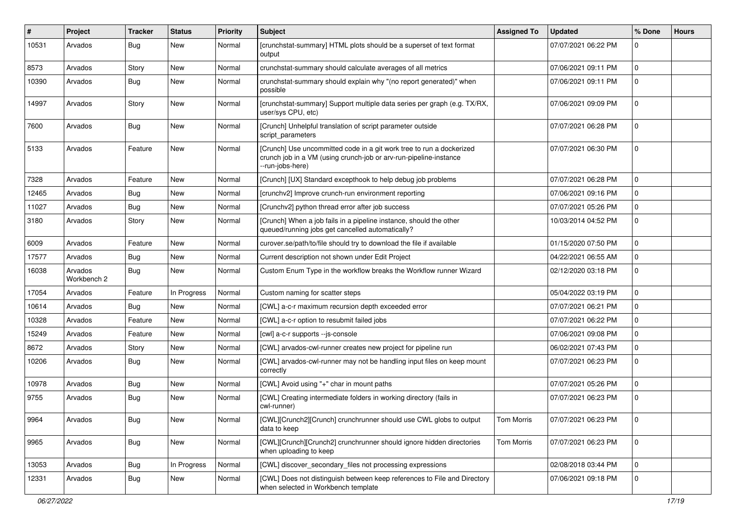| # | Project | Tracker | Status | Priority | Subject | Assigned To | Updated | % Done | Hours |
|---|---|---|---|---|---|---|---|---|---|
| 10531 | Arvados | Bug | New | Normal | [crunchstat-summary] HTML plots should be a superset of text format output | | 07/07/2021 06:22 PM | 0 | |
| 8573 | Arvados | Story | New | Normal | crunchstat-summary should calculate averages of all metrics | | 07/06/2021 09:11 PM | 0 | |
| 10390 | Arvados | Bug | New | Normal | crunchstat-summary should explain why "(no report generated)" when possible | | 07/06/2021 09:11 PM | 0 | |
| 14997 | Arvados | Story | New | Normal | [crunchstat-summary] Support multiple data series per graph (e.g. TX/RX, user/sys CPU, etc) | | 07/06/2021 09:09 PM | 0 | |
| 7600 | Arvados | Bug | New | Normal | [Crunch] Unhelpful translation of script parameter outside script_parameters | | 07/07/2021 06:28 PM | 0 | |
| 5133 | Arvados | Feature | New | Normal | [Crunch] Use uncommitted code in a git work tree to run a dockerized crunch job in a VM (using crunch-job or arv-run-pipeline-instance --run-jobs-here) | | 07/07/2021 06:30 PM | 0 | |
| 7328 | Arvados | Feature | New | Normal | [Crunch] [UX] Standard excepthook to help debug job problems | | 07/07/2021 06:28 PM | 0 | |
| 12465 | Arvados | Bug | New | Normal | [crunchv2] Improve crunch-run environment reporting | | 07/06/2021 09:16 PM | 0 | |
| 11027 | Arvados | Bug | New | Normal | [Crunchv2] python thread error after job success | | 07/07/2021 05:26 PM | 0 | |
| 3180 | Arvados | Story | New | Normal | [Crunch] When a job fails in a pipeline instance, should the other queued/running jobs get cancelled automatically? | | 10/03/2014 04:52 PM | 0 | |
| 6009 | Arvados | Feature | New | Normal | curover.se/path/to/file should try to download the file if available | | 01/15/2020 07:50 PM | 0 | |
| 17577 | Arvados | Bug | New | Normal | Current description not shown under Edit Project | | 04/22/2021 06:55 AM | 0 | |
| 16038 | Arvados Workbench 2 | Bug | New | Normal | Custom Enum Type in the workflow breaks the Workflow runner Wizard | | 02/12/2020 03:18 PM | 0 | |
| 17054 | Arvados | Feature | In Progress | Normal | Custom naming for scatter steps | | 05/04/2022 03:19 PM | 0 | |
| 10614 | Arvados | Bug | New | Normal | [CWL] a-c-r maximum recursion depth exceeded error | | 07/07/2021 06:21 PM | 0 | |
| 10328 | Arvados | Feature | New | Normal | [CWL] a-c-r option to resubmit failed jobs | | 07/07/2021 06:22 PM | 0 | |
| 15249 | Arvados | Feature | New | Normal | [cwl] a-c-r supports --js-console | | 07/06/2021 09:08 PM | 0 | |
| 8672 | Arvados | Story | New | Normal | [CWL] arvados-cwl-runner creates new project for pipeline run | | 06/02/2021 07:43 PM | 0 | |
| 10206 | Arvados | Bug | New | Normal | [CWL] arvados-cwl-runner may not be handling input files on keep mount correctly | | 07/07/2021 06:23 PM | 0 | |
| 10978 | Arvados | Bug | New | Normal | [CWL] Avoid using "+" char in mount paths | | 07/07/2021 05:26 PM | 0 | |
| 9755 | Arvados | Bug | New | Normal | [CWL] Creating intermediate folders in working directory (fails in cwl-runner) | | 07/07/2021 06:23 PM | 0 | |
| 9964 | Arvados | Bug | New | Normal | [CWL][Crunch2][Crunch] crunchrunner should use CWL globs to output data to keep | Tom Morris | 07/07/2021 06:23 PM | 0 | |
| 9965 | Arvados | Bug | New | Normal | [CWL][Crunch][Crunch2] crunchrunner should ignore hidden directories when uploading to keep | Tom Morris | 07/07/2021 06:23 PM | 0 | |
| 13053 | Arvados | Bug | In Progress | Normal | [CWL] discover_secondary_files not processing expressions | | 02/08/2018 03:44 PM | 0 | |
| 12331 | Arvados | Bug | New | Normal | [CWL] Does not distinguish between keep references to File and Directory when selected in Workbench template | | 07/06/2021 09:18 PM | 0 | |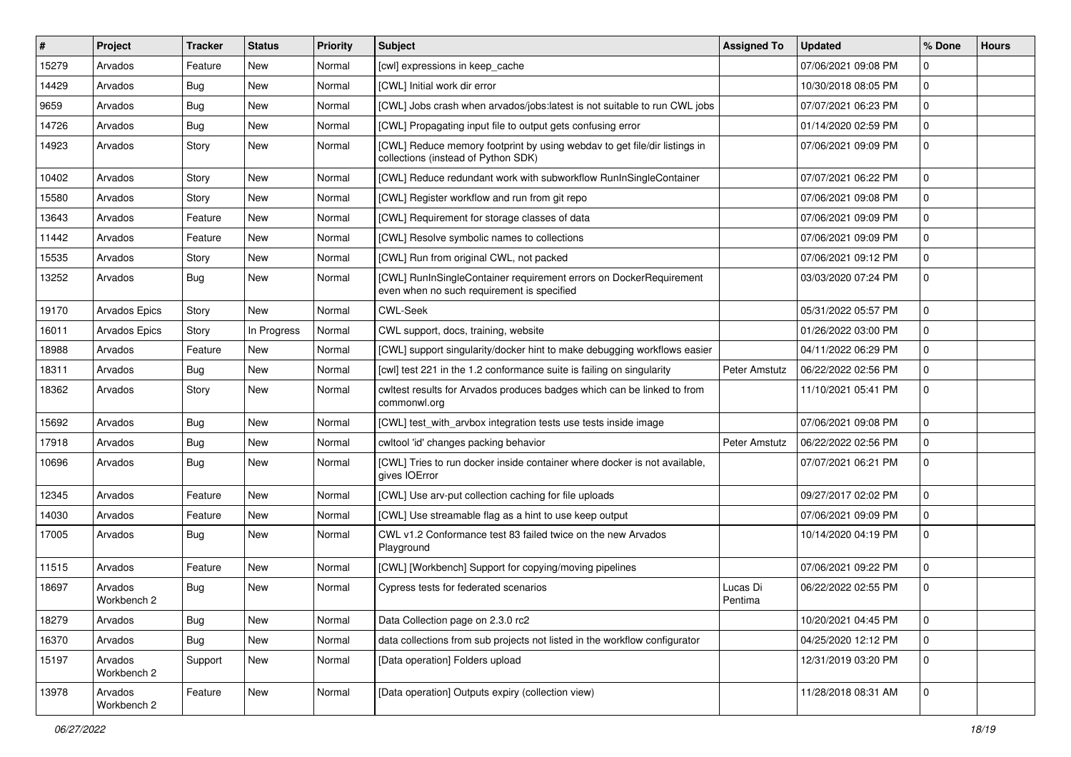| # | Project | Tracker | Status | Priority | Subject | Assigned To | Updated | % Done | Hours |
|---|---|---|---|---|---|---|---|---|---|
| 15279 | Arvados | Feature | New | Normal | [cwl] expressions in keep_cache | | 07/06/2021 09:08 PM | 0 | |
| 14429 | Arvados | Bug | New | Normal | [CWL] Initial work dir error | | 10/30/2018 08:05 PM | 0 | |
| 9659 | Arvados | Bug | New | Normal | [CWL] Jobs crash when arvados/jobs:latest is not suitable to run CWL jobs | | 07/07/2021 06:23 PM | 0 | |
| 14726 | Arvados | Bug | New | Normal | [CWL] Propagating input file to output gets confusing error | | 01/14/2020 02:59 PM | 0 | |
| 14923 | Arvados | Story | New | Normal | [CWL] Reduce memory footprint by using webdav to get file/dir listings in collections (instead of Python SDK) | | 07/06/2021 09:09 PM | 0 | |
| 10402 | Arvados | Story | New | Normal | [CWL] Reduce redundant work with subworkflow RunInSingleContainer | | 07/07/2021 06:22 PM | 0 | |
| 15580 | Arvados | Story | New | Normal | [CWL] Register workflow and run from git repo | | 07/06/2021 09:08 PM | 0 | |
| 13643 | Arvados | Feature | New | Normal | [CWL] Requirement for storage classes of data | | 07/06/2021 09:09 PM | 0 | |
| 11442 | Arvados | Feature | New | Normal | [CWL] Resolve symbolic names to collections | | 07/06/2021 09:09 PM | 0 | |
| 15535 | Arvados | Story | New | Normal | [CWL] Run from original CWL, not packed | | 07/06/2021 09:12 PM | 0 | |
| 13252 | Arvados | Bug | New | Normal | [CWL] RunInSingleContainer requirement errors on DockerRequirement even when no such requirement is specified | | 03/03/2020 07:24 PM | 0 | |
| 19170 | Arvados Epics | Story | New | Normal | CWL-Seek | | 05/31/2022 05:57 PM | 0 | |
| 16011 | Arvados Epics | Story | In Progress | Normal | CWL support, docs, training, website | | 01/26/2022 03:00 PM | 0 | |
| 18988 | Arvados | Feature | New | Normal | [CWL] support singularity/docker hint to make debugging workflows easier | | 04/11/2022 06:29 PM | 0 | |
| 18311 | Arvados | Bug | New | Normal | [cwl] test 221 in the 1.2 conformance suite is failing on singularity | Peter Amstutz | 06/22/2022 02:56 PM | 0 | |
| 18362 | Arvados | Story | New | Normal | cwltest results for Arvados produces badges which can be linked to from commonwl.org | | 11/10/2021 05:41 PM | 0 | |
| 15692 | Arvados | Bug | New | Normal | [CWL] test_with_arvbox integration tests use tests inside image | | 07/06/2021 09:08 PM | 0 | |
| 17918 | Arvados | Bug | New | Normal | cwltool 'id' changes packing behavior | Peter Amstutz | 06/22/2022 02:56 PM | 0 | |
| 10696 | Arvados | Bug | New | Normal | [CWL] Tries to run docker inside container where docker is not available, gives IOError | | 07/07/2021 06:21 PM | 0 | |
| 12345 | Arvados | Feature | New | Normal | [CWL] Use arv-put collection caching for file uploads | | 09/27/2017 02:02 PM | 0 | |
| 14030 | Arvados | Feature | New | Normal | [CWL] Use streamable flag as a hint to use keep output | | 07/06/2021 09:09 PM | 0 | |
| 17005 | Arvados | Bug | New | Normal | CWL v1.2 Conformance test 83 failed twice on the new Arvados Playground | | 10/14/2020 04:19 PM | 0 | |
| 11515 | Arvados | Feature | New | Normal | [CWL] [Workbench] Support for copying/moving pipelines | | 07/06/2021 09:22 PM | 0 | |
| 18697 | Arvados Workbench 2 | Bug | New | Normal | Cypress tests for federated scenarios | Lucas Di Pentima | 06/22/2022 02:55 PM | 0 | |
| 18279 | Arvados | Bug | New | Normal | Data Collection page on 2.3.0 rc2 | | 10/20/2021 04:45 PM | 0 | |
| 16370 | Arvados | Bug | New | Normal | data collections from sub projects not listed in the workflow configurator | | 04/25/2020 12:12 PM | 0 | |
| 15197 | Arvados Workbench 2 | Support | New | Normal | [Data operation] Folders upload | | 12/31/2019 03:20 PM | 0 | |
| 13978 | Arvados Workbench 2 | Feature | New | Normal | [Data operation] Outputs expiry (collection view) | | 11/28/2018 08:31 AM | 0 | |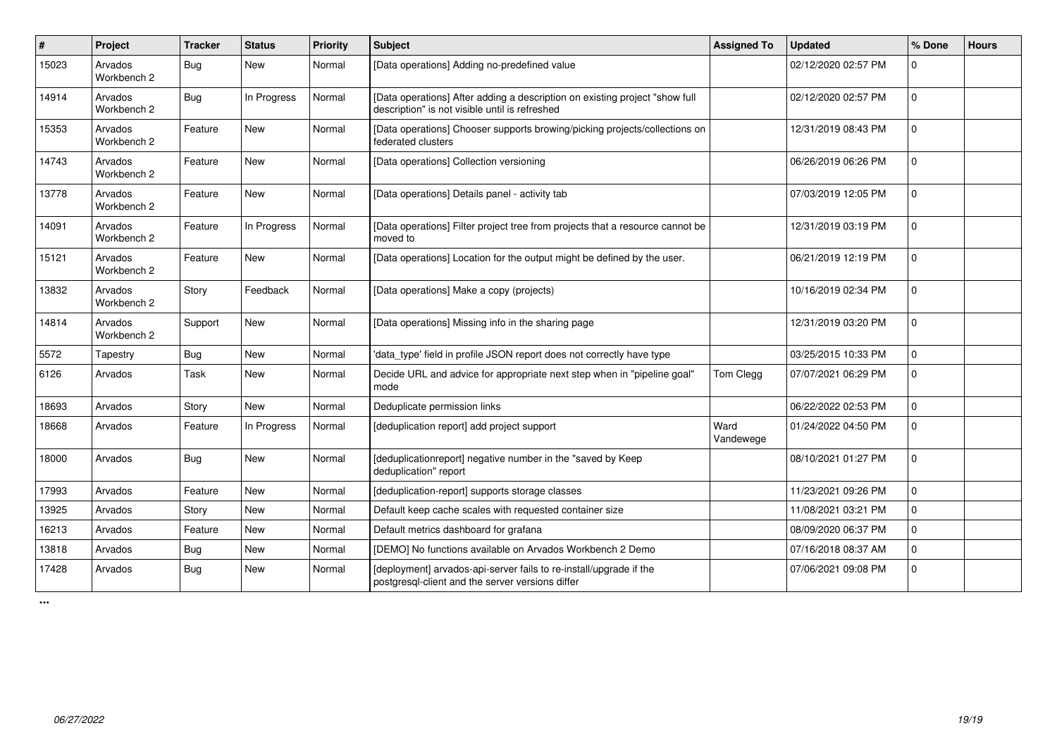| # | Project | Tracker | Status | Priority | Subject | Assigned To | Updated | % Done | Hours |
|---|---|---|---|---|---|---|---|---|---|
| 15023 | Arvados Workbench 2 | Bug | New | Normal | [Data operations] Adding no-predefined value | | 02/12/2020 02:57 PM | 0 | |
| 14914 | Arvados Workbench 2 | Bug | In Progress | Normal | [Data operations] After adding a description on existing project "show full description" is not visible until is refreshed | | 02/12/2020 02:57 PM | 0 | |
| 15353 | Arvados Workbench 2 | Feature | New | Normal | [Data operations] Chooser supports browing/picking projects/collections on federated clusters | | 12/31/2019 08:43 PM | 0 | |
| 14743 | Arvados Workbench 2 | Feature | New | Normal | [Data operations] Collection versioning | | 06/26/2019 06:26 PM | 0 | |
| 13778 | Arvados Workbench 2 | Feature | New | Normal | [Data operations] Details panel - activity tab | | 07/03/2019 12:05 PM | 0 | |
| 14091 | Arvados Workbench 2 | Feature | In Progress | Normal | [Data operations] Filter project tree from projects that a resource cannot be moved to | | 12/31/2019 03:19 PM | 0 | |
| 15121 | Arvados Workbench 2 | Feature | New | Normal | [Data operations] Location for the output might be defined by the user. | | 06/21/2019 12:19 PM | 0 | |
| 13832 | Arvados Workbench 2 | Story | Feedback | Normal | [Data operations] Make a copy (projects) | | 10/16/2019 02:34 PM | 0 | |
| 14814 | Arvados Workbench 2 | Support | New | Normal | [Data operations] Missing info in the sharing page | | 12/31/2019 03:20 PM | 0 | |
| 5572 | Tapestry | Bug | New | Normal | 'data_type' field in profile JSON report does not correctly have type | | 03/25/2015 10:33 PM | 0 | |
| 6126 | Arvados | Task | New | Normal | Decide URL and advice for appropriate next step when in "pipeline goal" mode | Tom Clegg | 07/07/2021 06:29 PM | 0 | |
| 18693 | Arvados | Story | New | Normal | Deduplicate permission links | | 06/22/2022 02:53 PM | 0 | |
| 18668 | Arvados | Feature | In Progress | Normal | [deduplication report] add project support | Ward Vandewege | 01/24/2022 04:50 PM | 0 | |
| 18000 | Arvados | Bug | New | Normal | [deduplicationreport] negative number in the "saved by Keep deduplication" report | | 08/10/2021 01:27 PM | 0 | |
| 17993 | Arvados | Feature | New | Normal | [deduplication-report] supports storage classes | | 11/23/2021 09:26 PM | 0 | |
| 13925 | Arvados | Story | New | Normal | Default keep cache scales with requested container size | | 11/08/2021 03:21 PM | 0 | |
| 16213 | Arvados | Feature | New | Normal | Default metrics dashboard for grafana | | 08/09/2020 06:37 PM | 0 | |
| 13818 | Arvados | Bug | New | Normal | [DEMO] No functions available on Arvados Workbench 2 Demo | | 07/16/2018 08:37 AM | 0 | |
| 17428 | Arvados | Bug | New | Normal | [deployment] arvados-api-server fails to re-install/upgrade if the postgresql-client and the server versions differ | | 07/06/2021 09:08 PM | 0 | |

...